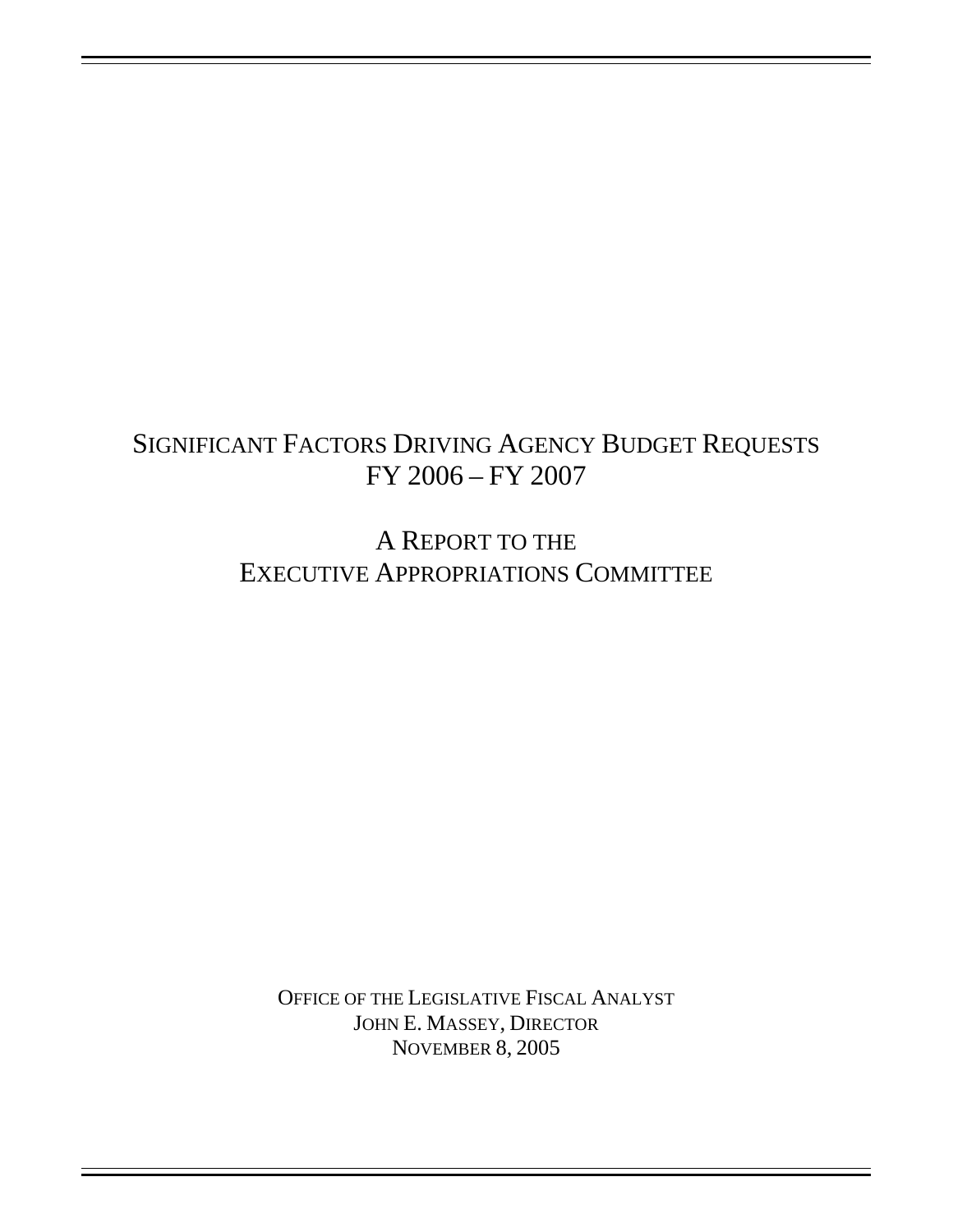# SIGNIFICANT FACTORS DRIVING AGENCY BUDGET REQUESTS
# FY 2006 – FY 2007

## A REPORT TO THE
## EXECUTIVE APPROPRIATIONS COMMITTEE

OFFICE OF THE LEGISLATIVE FISCAL ANALYST
JOHN E. MASSEY, DIRECTOR
NOVEMBER 8, 2005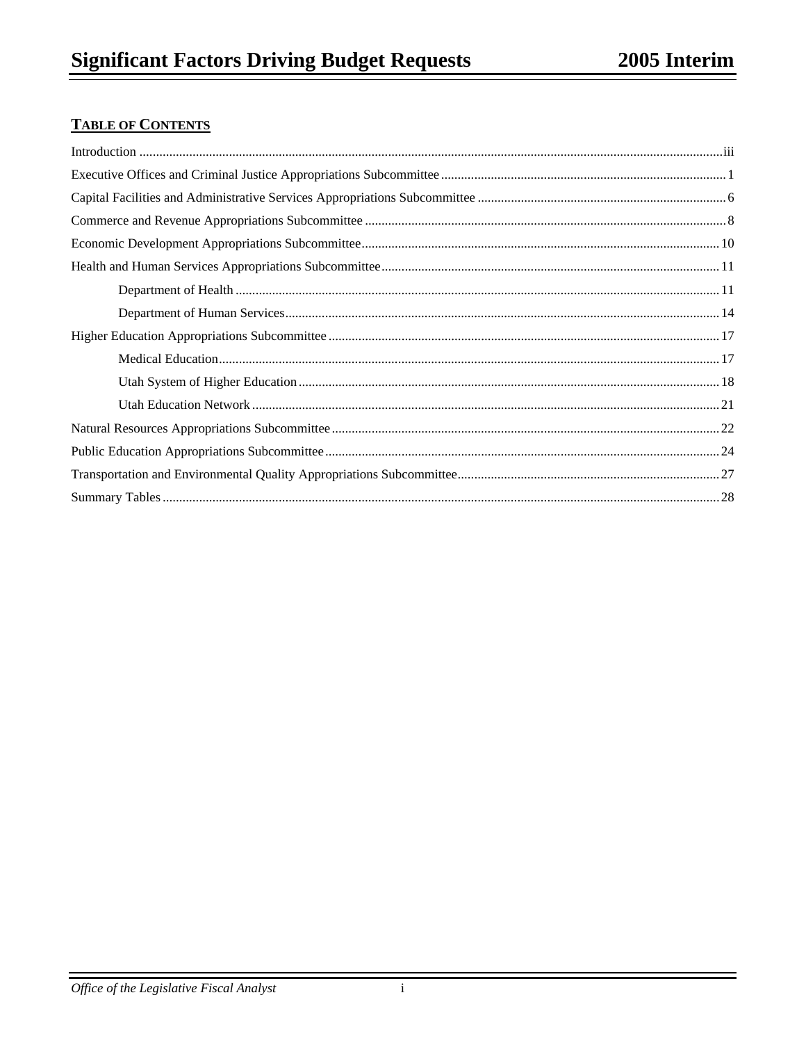## TABLE OF CONTENTS

Introduction ....... iii

Executive Offices and Criminal Justice Appropriations Subcommittee ....... 1

Capital Facilities and Administrative Services Appropriations Subcommittee ....... 6

Commerce and Revenue Appropriations Subcommittee ....... 8

Economic Development Appropriations Subcommittee ....... 10

Health and Human Services Appropriations Subcommittee ....... 11

- Department of Health ....... 11
- Department of Human Services ....... 14

Higher Education Appropriations Subcommittee ....... 17

- Medical Education ....... 17
- Utah System of Higher Education ....... 18
- Utah Education Network ....... 21

Natural Resources Appropriations Subcommittee ....... 22

Public Education Appropriations Subcommittee ....... 24

Transportation and Environmental Quality Appropriations Subcommittee ....... 27

Summary Tables ....... 28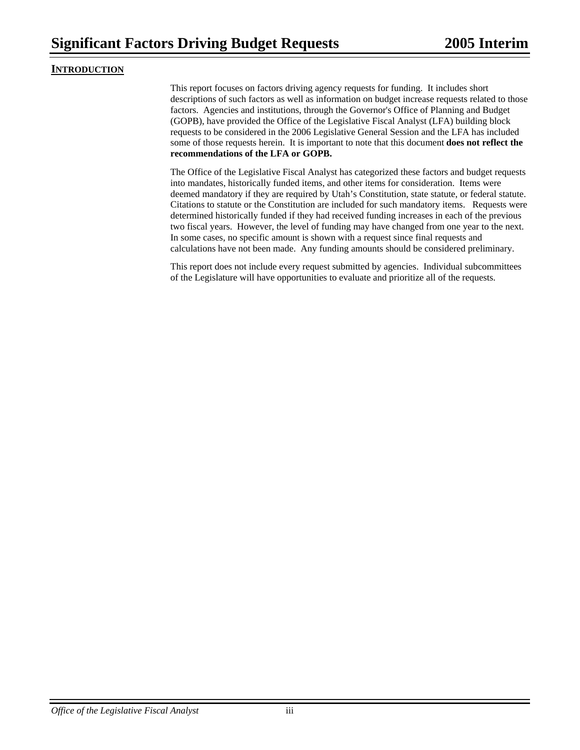## Introduction

This report focuses on factors driving agency requests for funding. It includes short descriptions of such factors as well as information on budget increase requests related to those factors. Agencies and institutions, through the Governor's Office of Planning and Budget (GOPB), have provided the Office of the Legislative Fiscal Analyst (LFA) building block requests to be considered in the 2006 Legislative General Session and the LFA has included some of those requests herein. It is important to note that this document **does not reflect the recommendations of the LFA or GOPB.**

The Office of the Legislative Fiscal Analyst has categorized these factors and budget requests into mandates, historically funded items, and other items for consideration. Items were deemed mandatory if they are required by Utah's Constitution, state statute, or federal statute. Citations to statute or the Constitution are included for such mandatory items. Requests were determined historically funded if they had received funding increases in each of the previous two fiscal years. However, the level of funding may have changed from one year to the next. In some cases, no specific amount is shown with a request since final requests and calculations have not been made. Any funding amounts should be considered preliminary.

This report does not include every request submitted by agencies. Individual subcommittees of the Legislature will have opportunities to evaluate and prioritize all of the requests.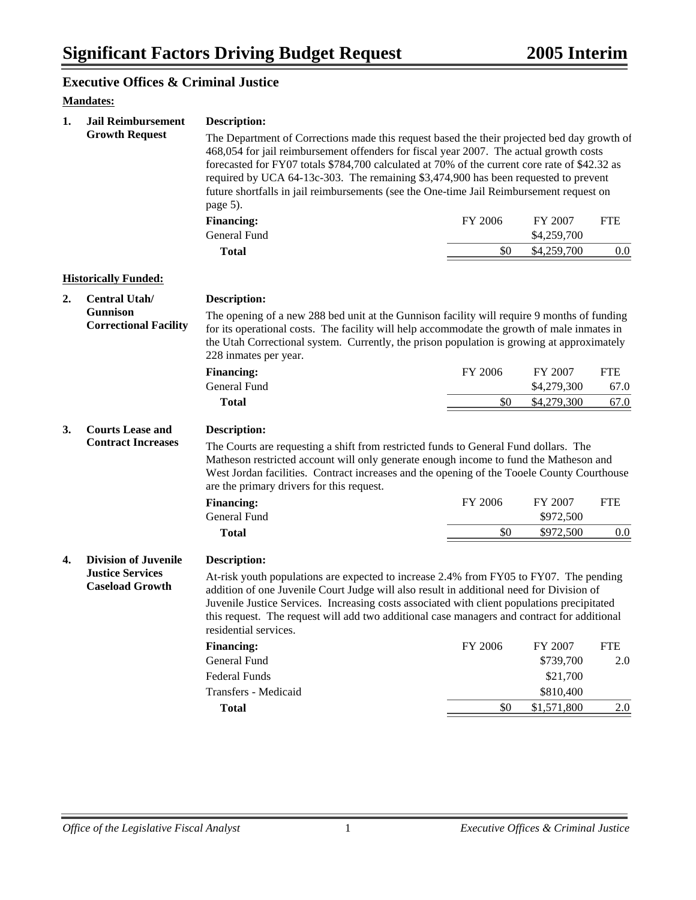# Significant Factors Driving Budget Request — 2005 Interim

## Executive Offices & Criminal Justice

**Mandates:**

**1. Jail Reimbursement Growth Request**

**Description:**

The Department of Corrections made this request based the their projected bed day growth of 468,054 for jail reimbursement offenders for fiscal year 2007. The actual growth costs forecasted for FY07 totals $784,700 calculated at 70% of the current core rate of $42.32 as required by UCA 64-13c-303. The remaining $3,474,900 has been requested to prevent future shortfalls in jail reimbursements (see the One-time Jail Reimbursement request on page 5).

| Financing: | FY 2006 | FY 2007 | FTE |
|---|---|---|---|
| General Fund | | $4,259,700 | |
| **Total** | $0 | $4,259,700 | 0.0 |

**Historically Funded:**

**2. Central Utah/ Gunnison Correctional Facility**

**Description:**

The opening of a new 288 bed unit at the Gunnison facility will require 9 months of funding for its operational costs. The facility will help accommodate the growth of male inmates in the Utah Correctional system. Currently, the prison population is growing at approximately 228 inmates per year.

| Financing: | FY 2006 | FY 2007 | FTE |
|---|---|---|---|
| General Fund | | $4,279,300 | 67.0 |
| **Total** | $0 | $4,279,300 | 67.0 |

**3. Courts Lease and Contract Increases**

**Description:**

The Courts are requesting a shift from restricted funds to General Fund dollars. The Matheson restricted account will only generate enough income to fund the Matheson and West Jordan facilities. Contract increases and the opening of the Tooele County Courthouse are the primary drivers for this request.

| Financing: | FY 2006 | FY 2007 | FTE |
|---|---|---|---|
| General Fund | | $972,500 | |
| **Total** | $0 | $972,500 | 0.0 |

**4. Division of Juvenile Justice Services Caseload Growth**

**Description:**

At-risk youth populations are expected to increase 2.4% from FY05 to FY07. The pending addition of one Juvenile Court Judge will also result in additional need for Division of Juvenile Justice Services. Increasing costs associated with client populations precipitated this request. The request will add two additional case managers and contract for additional residential services.

| Financing: | FY 2006 | FY 2007 | FTE |
|---|---|---|---|
| General Fund | | $739,700 | 2.0 |
| Federal Funds | | $21,700 | |
| Transfers - Medicaid | | $810,400 | |
| **Total** | $0 | $1,571,800 | 2.0 |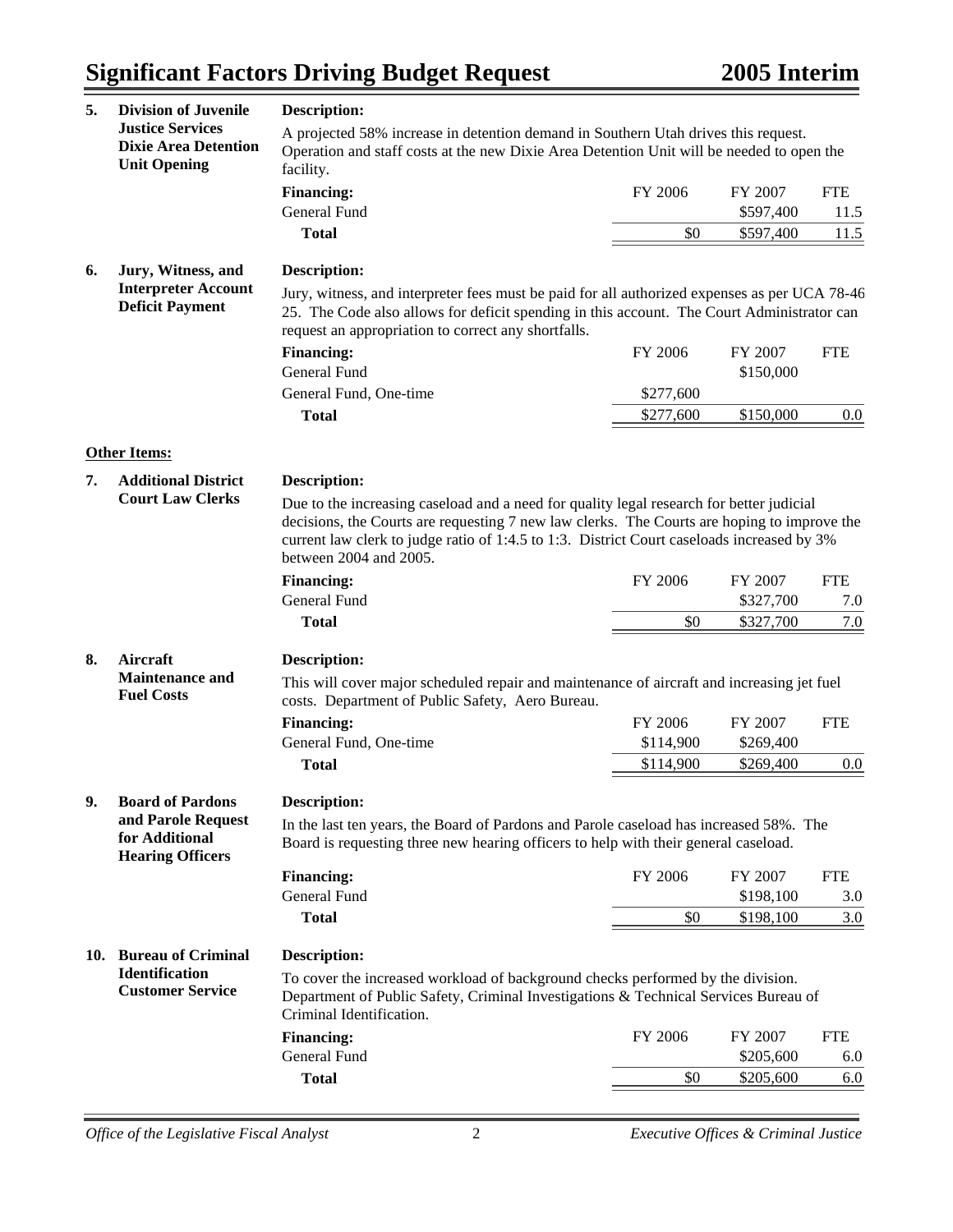# Significant Factors Driving Budget Request — 2005 Interim

**5. Division of Juvenile Justice Services Dixie Area Detention Unit Opening**

**Description:**

A projected 58% increase in detention demand in Southern Utah drives this request. Operation and staff costs at the new Dixie Area Detention Unit will be needed to open the facility.

| **Financing:** | FY 2006 | FY 2007 | FTE |
|---|---|---|---|
| General Fund | | $597,400 | 11.5 |
| **Total** | $0 | $597,400 | 11.5 |

**6. Jury, Witness, and Interpreter Account Deficit Payment**

**Description:**

Jury, witness, and interpreter fees must be paid for all authorized expenses as per UCA 78-46 25. The Code also allows for deficit spending in this account. The Court Administrator can request an appropriation to correct any shortfalls.

| **Financing:** | FY 2006 | FY 2007 | FTE |
|---|---|---|---|
| General Fund | | $150,000 | |
| General Fund, One-time | $277,600 | | |
| **Total** | $277,600 | $150,000 | 0.0 |

**Other Items:**

**7. Additional District Court Law Clerks**

**Description:**

Due to the increasing caseload and a need for quality legal research for better judicial decisions, the Courts are requesting 7 new law clerks. The Courts are hoping to improve the current law clerk to judge ratio of 1:4.5 to 1:3. District Court caseloads increased by 3% between 2004 and 2005.

| **Financing:** | FY 2006 | FY 2007 | FTE |
|---|---|---|---|
| General Fund | | $327,700 | 7.0 |
| **Total** | $0 | $327,700 | 7.0 |

**8. Aircraft Maintenance and Fuel Costs**

**Description:**

This will cover major scheduled repair and maintenance of aircraft and increasing jet fuel costs. Department of Public Safety, Aero Bureau.

| **Financing:** | FY 2006 | FY 2007 | FTE |
|---|---|---|---|
| General Fund, One-time | $114,900 | $269,400 | |
| **Total** | $114,900 | $269,400 | 0.0 |

**9. Board of Pardons and Parole Request for Additional Hearing Officers**

**Description:**

In the last ten years, the Board of Pardons and Parole caseload has increased 58%. The Board is requesting three new hearing officers to help with their general caseload.

| **Financing:** | FY 2006 | FY 2007 | FTE |
|---|---|---|---|
| General Fund | | $198,100 | 3.0 |
| **Total** | $0 | $198,100 | 3.0 |

**10. Bureau of Criminal Identification Customer Service**

**Description:**

To cover the increased workload of background checks performed by the division. Department of Public Safety, Criminal Investigations & Technical Services Bureau of Criminal Identification.

| **Financing:** | FY 2006 | FY 2007 | FTE |
|---|---|---|---|
| General Fund | | $205,600 | 6.0 |
| **Total** | $0 | $205,600 | 6.0 |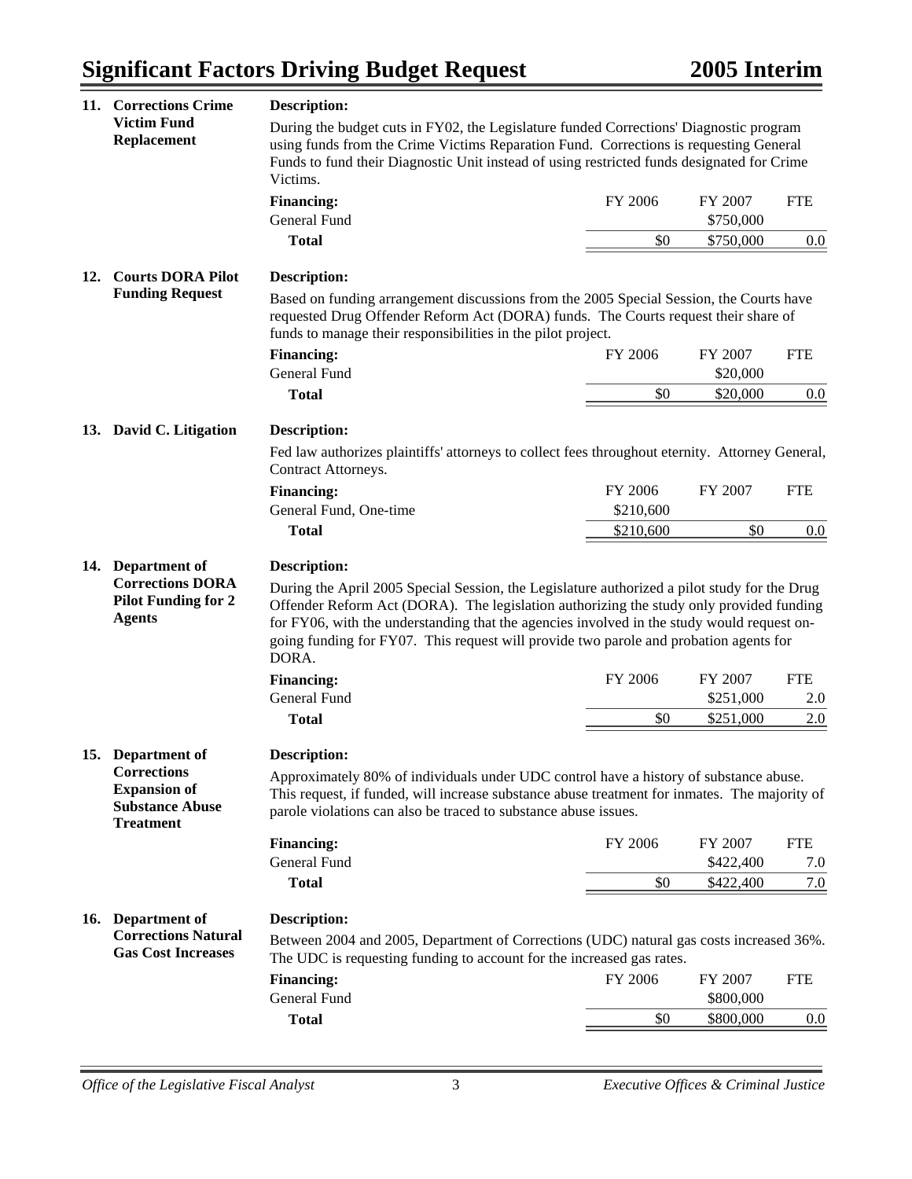### 11. Corrections Crime Victim Fund Replacement

**Description:**

During the budget cuts in FY02, the Legislature funded Corrections' Diagnostic program using funds from the Crime Victims Reparation Fund. Corrections is requesting General Funds to fund their Diagnostic Unit instead of using restricted funds designated for Crime Victims.

| **Financing:** | FY 2006 | FY 2007 | FTE |
|---|---|---|---|
| General Fund | | $750,000 | |
| **Total** | $0 | $750,000 | 0.0 |

### 12. Courts DORA Pilot Funding Request

**Description:**

Based on funding arrangement discussions from the 2005 Special Session, the Courts have requested Drug Offender Reform Act (DORA) funds. The Courts request their share of funds to manage their responsibilities in the pilot project.

| **Financing:** | FY 2006 | FY 2007 | FTE |
|---|---|---|---|
| General Fund | | $20,000 | |
| **Total** | $0 | $20,000 | 0.0 |

### 13. David C. Litigation

**Description:**

Fed law authorizes plaintiffs' attorneys to collect fees throughout eternity. Attorney General, Contract Attorneys.

| **Financing:** | FY 2006 | FY 2007 | FTE |
|---|---|---|---|
| General Fund, One-time | $210,600 | | |
| **Total** | $210,600 | $0 | 0.0 |

### 14. Department of Corrections DORA Pilot Funding for 2 Agents

**Description:**

During the April 2005 Special Session, the Legislature authorized a pilot study for the Drug Offender Reform Act (DORA). The legislation authorizing the study only provided funding for FY06, with the understanding that the agencies involved in the study would request on-going funding for FY07. This request will provide two parole and probation agents for DORA.

| **Financing:** | FY 2006 | FY 2007 | FTE |
|---|---|---|---|
| General Fund | | $251,000 | 2.0 |
| **Total** | $0 | $251,000 | 2.0 |

### 15. Department of Corrections Expansion of Substance Abuse Treatment

**Description:**

Approximately 80% of individuals under UDC control have a history of substance abuse. This request, if funded, will increase substance abuse treatment for inmates. The majority of parole violations can also be traced to substance abuse issues.

| **Financing:** | FY 2006 | FY 2007 | FTE |
|---|---|---|---|
| General Fund | | $422,400 | 7.0 |
| **Total** | $0 | $422,400 | 7.0 |

### 16. Department of Corrections Natural Gas Cost Increases

**Description:**

Between 2004 and 2005, Department of Corrections (UDC) natural gas costs increased 36%. The UDC is requesting funding to account for the increased gas rates.

| **Financing:** | FY 2006 | FY 2007 | FTE |
|---|---|---|---|
| General Fund | | $800,000 | |
| **Total** | $0 | $800,000 | 0.0 |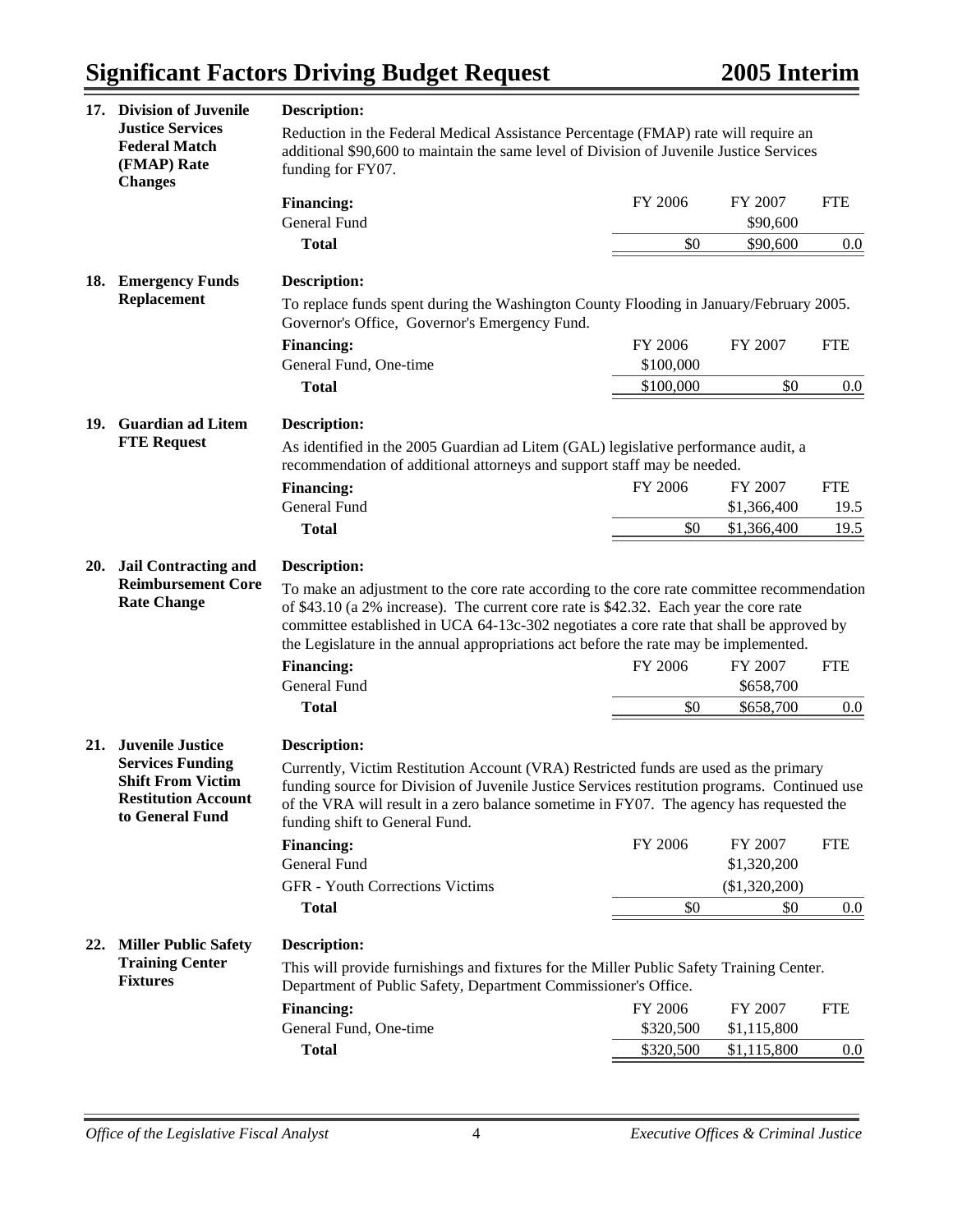## 17. Division of Juvenile Justice Services Federal Match (FMAP) Rate Changes

**Description:**

Reduction in the Federal Medical Assistance Percentage (FMAP) rate will require an additional $90,600 to maintain the same level of Division of Juvenile Justice Services funding for FY07.

| **Financing:** | FY 2006 | FY 2007 | FTE |
|---|---|---|---|
| General Fund | | $90,600 | |
| **Total** | $0 | $90,600 | 0.0 |

## 18. Emergency Funds Replacement

**Description:**

To replace funds spent during the Washington County Flooding in January/February 2005. Governor's Office, Governor's Emergency Fund.

| **Financing:** | FY 2006 | FY 2007 | FTE |
|---|---|---|---|
| General Fund, One-time | $100,000 | | |
| **Total** | $100,000 | $0 | 0.0 |

## 19. Guardian ad Litem FTE Request

**Description:**

As identified in the 2005 Guardian ad Litem (GAL) legislative performance audit, a recommendation of additional attorneys and support staff may be needed.

| **Financing:** | FY 2006 | FY 2007 | FTE |
|---|---|---|---|
| General Fund | | $1,366,400 | 19.5 |
| **Total** | $0 | $1,366,400 | 19.5 |

## 20. Jail Contracting and Reimbursement Core Rate Change

**Description:**

To make an adjustment to the core rate according to the core rate committee recommendation of $43.10 (a 2% increase). The current core rate is $42.32. Each year the core rate committee established in UCA 64-13c-302 negotiates a core rate that shall be approved by the Legislature in the annual appropriations act before the rate may be implemented.

| **Financing:** | FY 2006 | FY 2007 | FTE |
|---|---|---|---|
| General Fund | | $658,700 | |
| **Total** | $0 | $658,700 | 0.0 |

## 21. Juvenile Justice Services Funding Shift From Victim Restitution Account to General Fund

**Description:**

Currently, Victim Restitution Account (VRA) Restricted funds are used as the primary funding source for Division of Juvenile Justice Services restitution programs. Continued use of the VRA will result in a zero balance sometime in FY07. The agency has requested the funding shift to General Fund.

| **Financing:** | FY 2006 | FY 2007 | FTE |
|---|---|---|---|
| General Fund | | $1,320,200 | |
| GFR - Youth Corrections Victims | | ($1,320,200) | |
| **Total** | $0 | $0 | 0.0 |

## 22. Miller Public Safety Training Center Fixtures

**Description:**

This will provide furnishings and fixtures for the Miller Public Safety Training Center. Department of Public Safety, Department Commissioner's Office.

| **Financing:** | FY 2006 | FY 2007 | FTE |
|---|---|---|---|
| General Fund, One-time | $320,500 | $1,115,800 | |
| **Total** | $320,500 | $1,115,800 | 0.0 |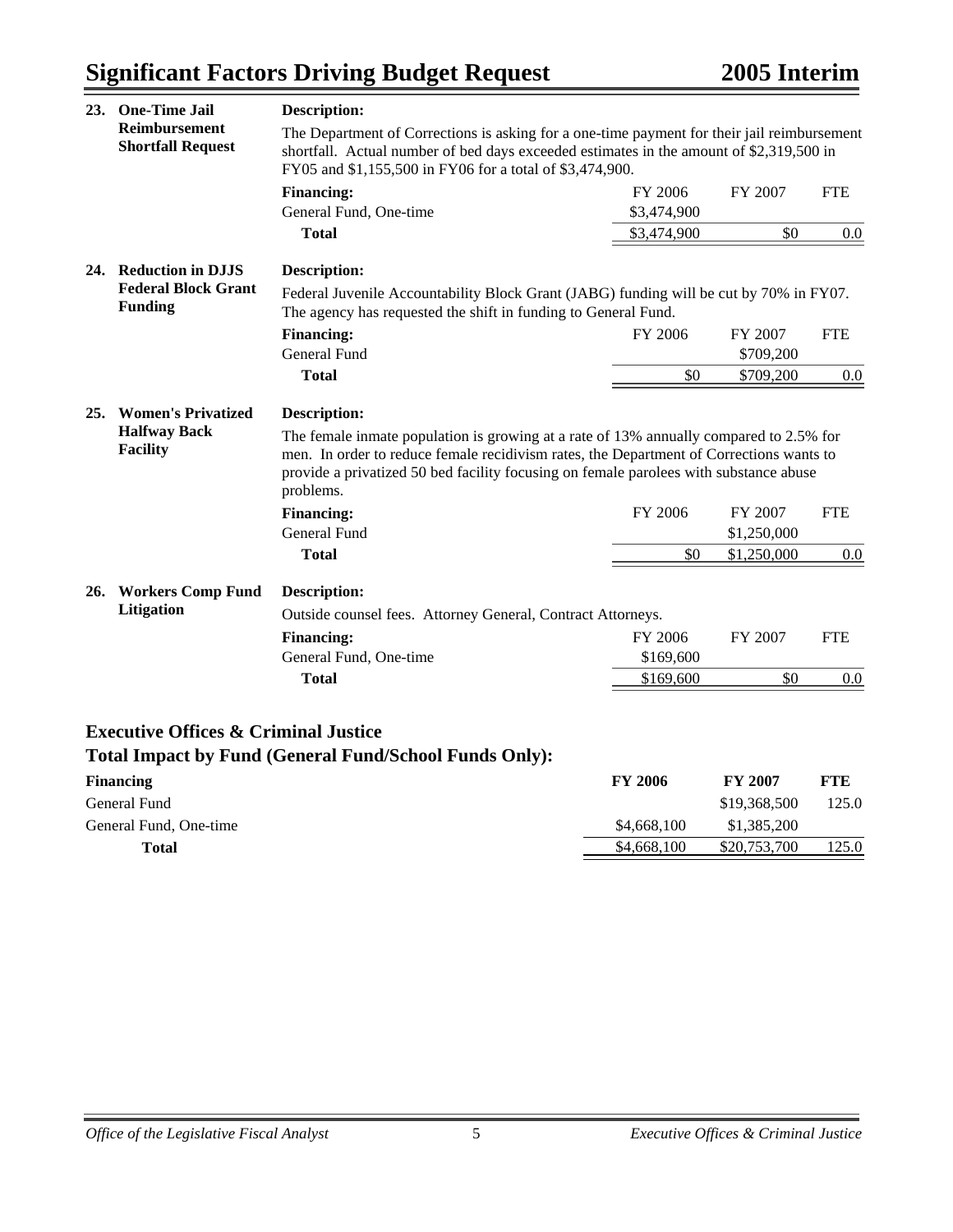## Significant Factors Driving Budget Request — 2005 Interim

### 23. One-Time Jail Reimbursement Shortfall Request

**Description:**

The Department of Corrections is asking for a one-time payment for their jail reimbursement shortfall. Actual number of bed days exceeded estimates in the amount of $2,319,500 in FY05 and $1,155,500 in FY06 for a total of $3,474,900.

| **Financing:** | FY 2006 | FY 2007 | FTE |
|---|---|---|---|
| General Fund, One-time | $3,474,900 | | |
| **Total** | $3,474,900 | $0 | 0.0 |

### 24. Reduction in DJJS Federal Block Grant Funding

**Description:**

Federal Juvenile Accountability Block Grant (JABG) funding will be cut by 70% in FY07. The agency has requested the shift in funding to General Fund.

| **Financing:** | FY 2006 | FY 2007 | FTE |
|---|---|---|---|
| General Fund | | $709,200 | |
| **Total** | $0 | $709,200 | 0.0 |

### 25. Women's Privatized Halfway Back Facility

**Description:**

The female inmate population is growing at a rate of 13% annually compared to 2.5% for men. In order to reduce female recidivism rates, the Department of Corrections wants to provide a privatized 50 bed facility focusing on female parolees with substance abuse problems.

| **Financing:** | FY 2006 | FY 2007 | FTE |
|---|---|---|---|
| General Fund | | $1,250,000 | |
| **Total** | $0 | $1,250,000 | 0.0 |

### 26. Workers Comp Fund Litigation

**Description:**

Outside counsel fees. Attorney General, Contract Attorneys.

| **Financing:** | FY 2006 | FY 2007 | FTE |
|---|---|---|---|
| General Fund, One-time | $169,600 | | |
| **Total** | $169,600 | $0 | 0.0 |

### Executive Offices & Criminal Justice
### Total Impact by Fund (General Fund/School Funds Only):

| **Financing** | **FY 2006** | **FY 2007** | **FTE** |
|---|---|---|---|
| General Fund | | $19,368,500 | 125.0 |
| General Fund, One-time | $4,668,100 | $1,385,200 | |
| **Total** | $4,668,100 | $20,753,700 | 125.0 |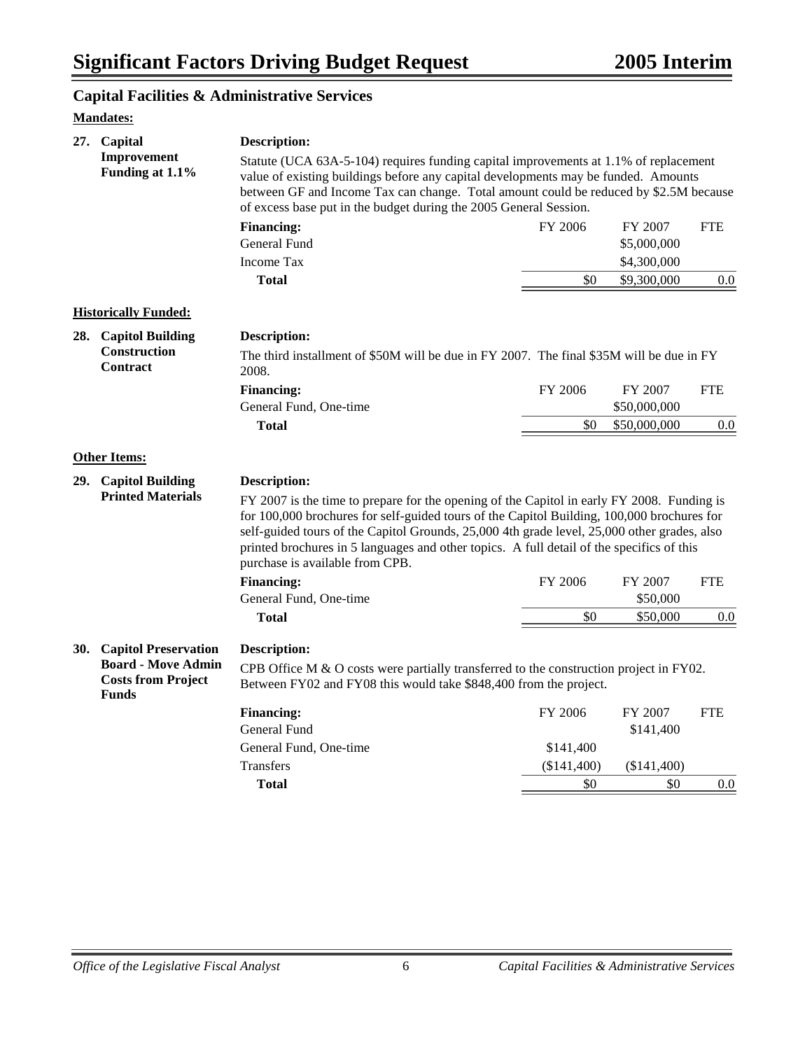## Capital Facilities & Administrative Services

**Mandates:**

### 27. Capital Improvement Funding at 1.1%

**Description:**

Statute (UCA 63A-5-104) requires funding capital improvements at 1.1% of replacement value of existing buildings before any capital developments may be funded. Amounts between GF and Income Tax can change. Total amount could be reduced by $2.5M because of excess base put in the budget during the 2005 General Session.

| Financing: | FY 2006 | FY 2007 | FTE |
|---|---|---|---|
| General Fund | | $5,000,000 | |
| Income Tax | | $4,300,000 | |
| **Total** | $0 | $9,300,000 | 0.0 |

**Historically Funded:**

### 28. Capitol Building Construction Contract

**Description:**

The third installment of $50M will be due in FY 2007. The final $35M will be due in FY 2008.

| Financing: | FY 2006 | FY 2007 | FTE |
|---|---|---|---|
| General Fund, One-time | | $50,000,000 | |
| **Total** | $0 | $50,000,000 | 0.0 |

**Other Items:**

### 29. Capitol Building Printed Materials

**Description:**

FY 2007 is the time to prepare for the opening of the Capitol in early FY 2008. Funding is for 100,000 brochures for self-guided tours of the Capitol Building, 100,000 brochures for self-guided tours of the Capitol Grounds, 25,000 4th grade level, 25,000 other grades, also printed brochures in 5 languages and other topics. A full detail of the specifics of this purchase is available from CPB.

| Financing: | FY 2006 | FY 2007 | FTE |
|---|---|---|---|
| General Fund, One-time | | $50,000 | |
| **Total** | $0 | $50,000 | 0.0 |

### 30. Capitol Preservation Board - Move Admin Costs from Project Funds

**Description:**

CPB Office M & O costs were partially transferred to the construction project in FY02. Between FY02 and FY08 this would take $848,400 from the project.

| Financing: | FY 2006 | FY 2007 | FTE |
|---|---|---|---|
| General Fund | | $141,400 | |
| General Fund, One-time | $141,400 | | |
| Transfers | ($141,400) | ($141,400) | |
| **Total** | $0 | $0 | 0.0 |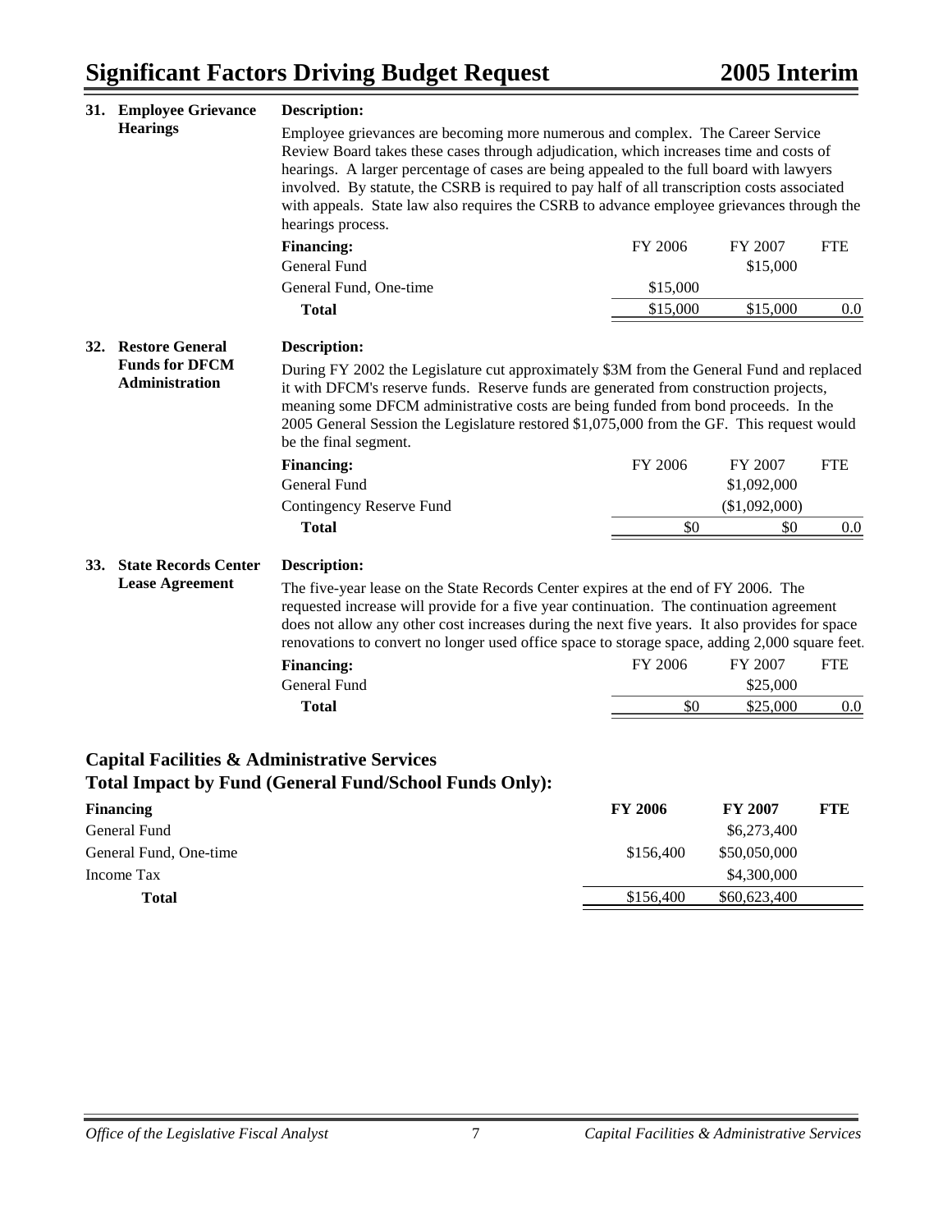### 31. Employee Grievance Hearings

**Description:**

Employee grievances are becoming more numerous and complex. The Career Service Review Board takes these cases through adjudication, which increases time and costs of hearings. A larger percentage of cases are being appealed to the full board with lawyers involved. By statute, the CSRB is required to pay half of all transcription costs associated with appeals. State law also requires the CSRB to advance employee grievances through the hearings process.

| **Financing:** | FY 2006 | FY 2007 | FTE |
|---|---|---|---|
| General Fund | | $15,000 | |
| General Fund, One-time | $15,000 | | |
| **Total** | $15,000 | $15,000 | 0.0 |

### 32. Restore General Funds for DFCM Administration

**Description:**

During FY 2002 the Legislature cut approximately $3M from the General Fund and replaced it with DFCM's reserve funds. Reserve funds are generated from construction projects, meaning some DFCM administrative costs are being funded from bond proceeds. In the 2005 General Session the Legislature restored $1,075,000 from the GF. This request would be the final segment.

| **Financing:** | FY 2006 | FY 2007 | FTE |
|---|---|---|---|
| General Fund | | $1,092,000 | |
| Contingency Reserve Fund | | ($1,092,000) | |
| **Total** | $0 | $0 | 0.0 |

### 33. State Records Center Lease Agreement

**Description:**

The five-year lease on the State Records Center expires at the end of FY 2006. The requested increase will provide for a five year continuation. The continuation agreement does not allow any other cost increases during the next five years. It also provides for space renovations to convert no longer used office space to storage space, adding 2,000 square feet.

| **Financing:** | FY 2006 | FY 2007 | FTE |
|---|---|---|---|
| General Fund | | $25,000 | |
| **Total** | $0 | $25,000 | 0.0 |

## Capital Facilities & Administrative Services
## Total Impact by Fund (General Fund/School Funds Only):

| **Financing** | **FY 2006** | **FY 2007** | **FTE** |
|---|---|---|---|
| General Fund | | $6,273,400 | |
| General Fund, One-time | $156,400 | $50,050,000 | |
| Income Tax | | $4,300,000 | |
| **Total** | $156,400 | $60,623,400 | |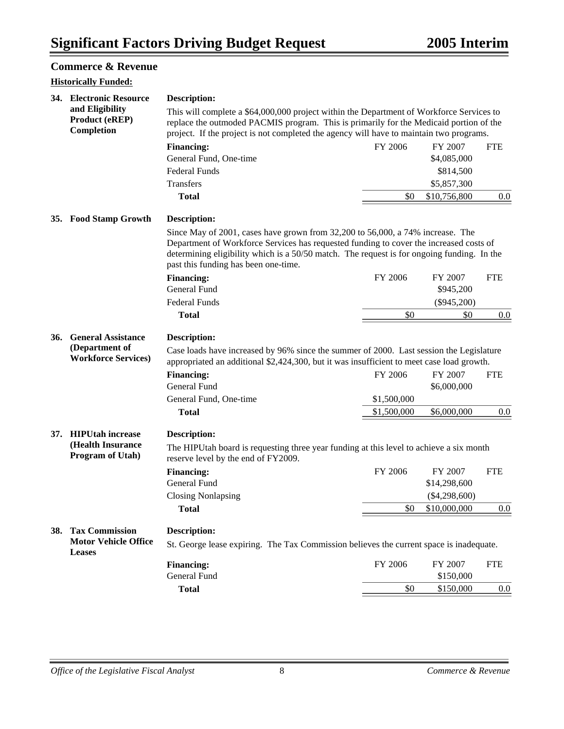## Commerce & Revenue

**Historically Funded:**

### 34. Electronic Resource and Eligibility Product (eREP) Completion

**Description:**

This will complete a $64,000,000 project within the Department of Workforce Services to replace the outmoded PACMIS program. This is primarily for the Medicaid portion of the project. If the project is not completed the agency will have to maintain two programs.

| Financing: | FY 2006 | FY 2007 | FTE |
|---|---|---|---|
| General Fund, One-time | | $4,085,000 | |
| Federal Funds | | $814,500 | |
| Transfers | | $5,857,300 | |
| **Total** | $0 | $10,756,800 | 0.0 |

### 35. Food Stamp Growth

**Description:**

Since May of 2001, cases have grown from 32,200 to 56,000, a 74% increase. The Department of Workforce Services has requested funding to cover the increased costs of determining eligibility which is a 50/50 match. The request is for ongoing funding. In the past this funding has been one-time.

| Financing: | FY 2006 | FY 2007 | FTE |
|---|---|---|---|
| General Fund | | $945,200 | |
| Federal Funds | | ($945,200) | |
| **Total** | $0 | $0 | 0.0 |

### 36. General Assistance (Department of Workforce Services)

**Description:**

Case loads have increased by 96% since the summer of 2000. Last session the Legislature appropriated an additional $2,424,300, but it was insufficient to meet case load growth.

| Financing: | FY 2006 | FY 2007 | FTE |
|---|---|---|---|
| General Fund | | $6,000,000 | |
| General Fund, One-time | $1,500,000 | | |
| **Total** | $1,500,000 | $6,000,000 | 0.0 |

### 37. HIPUtah increase (Health Insurance Program of Utah)

**Description:**

The HIPUtah board is requesting three year funding at this level to achieve a six month reserve level by the end of FY2009.

| Financing: | FY 2006 | FY 2007 | FTE |
|---|---|---|---|
| General Fund | | $14,298,600 | |
| Closing Nonlapsing | | ($4,298,600) | |
| **Total** | $0 | $10,000,000 | 0.0 |

### 38. Tax Commission Motor Vehicle Office Leases

**Description:**

St. George lease expiring. The Tax Commission believes the current space is inadequate.

| Financing: | FY 2006 | FY 2007 | FTE |
|---|---|---|---|
| General Fund | | $150,000 | |
| **Total** | $0 | $150,000 | 0.0 |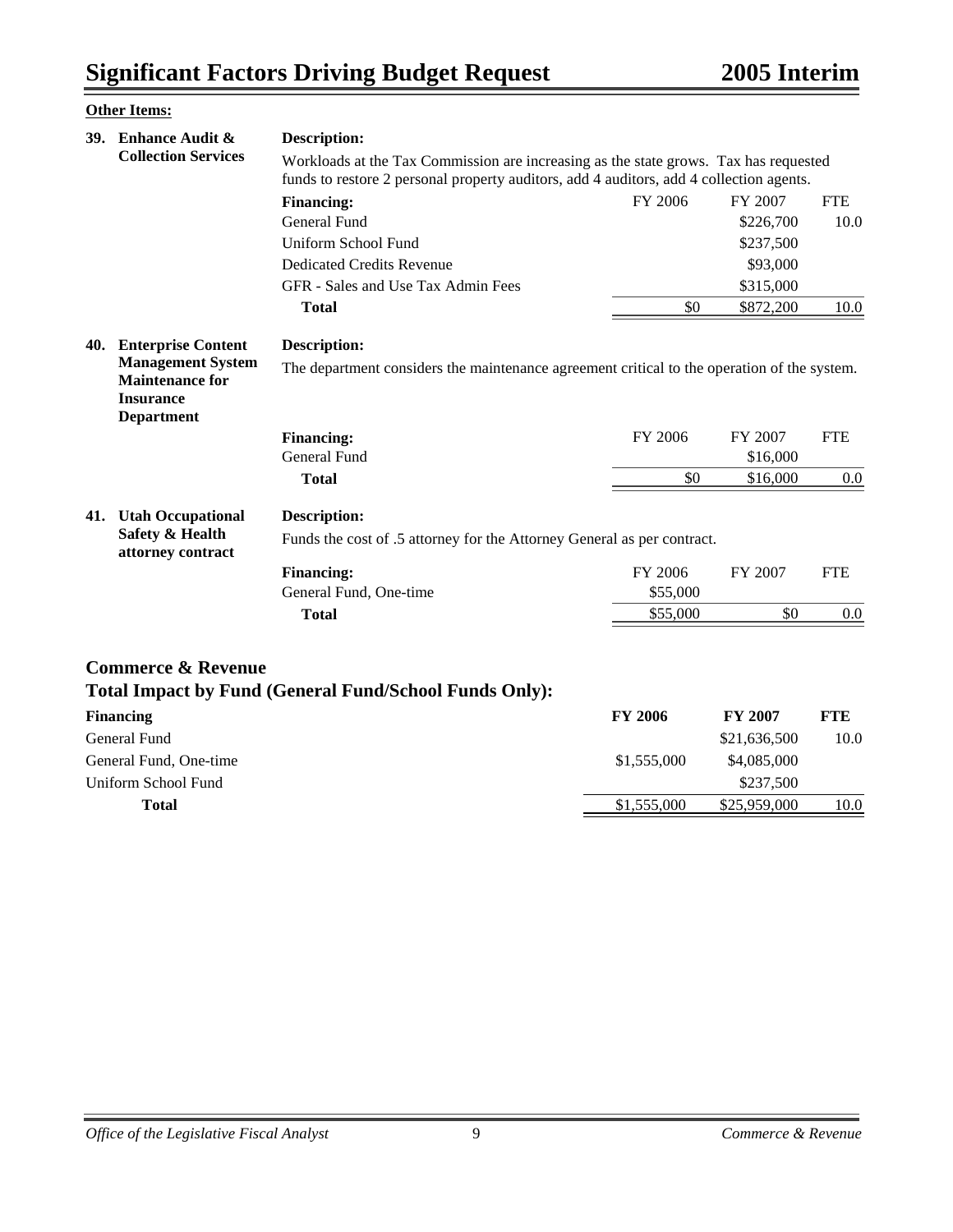**Other Items:**

**39. Enhance Audit & Collection Services**

**Description:**

Workloads at the Tax Commission are increasing as the state grows. Tax has requested funds to restore 2 personal property auditors, add 4 auditors, add 4 collection agents.

| Financing: | FY 2006 | FY 2007 | FTE |
|---|---|---|---|
| General Fund | | $226,700 | 10.0 |
| Uniform School Fund | | $237,500 | |
| Dedicated Credits Revenue | | $93,000 | |
| GFR - Sales and Use Tax Admin Fees | | $315,000 | |
| **Total** | $0 | $872,200 | 10.0 |

**40. Enterprise Content Management System Maintenance for Insurance Department**

**Description:**

The department considers the maintenance agreement critical to the operation of the system.

| Financing: | FY 2006 | FY 2007 | FTE |
|---|---|---|---|
| General Fund | | $16,000 | |
| **Total** | $0 | $16,000 | 0.0 |

**41. Utah Occupational Safety & Health attorney contract**

**Description:**

Funds the cost of .5 attorney for the Attorney General as per contract.

| Financing: | FY 2006 | FY 2007 | FTE |
|---|---|---|---|
| General Fund, One-time | $55,000 | | |
| **Total** | $55,000 | $0 | 0.0 |

## Commerce & Revenue
## Total Impact by Fund (General Fund/School Funds Only):

| Financing | FY 2006 | FY 2007 | FTE |
|---|---|---|---|
| General Fund | | $21,636,500 | 10.0 |
| General Fund, One-time | $1,555,000 | $4,085,000 | |
| Uniform School Fund | | $237,500 | |
| **Total** | $1,555,000 | $25,959,000 | 10.0 |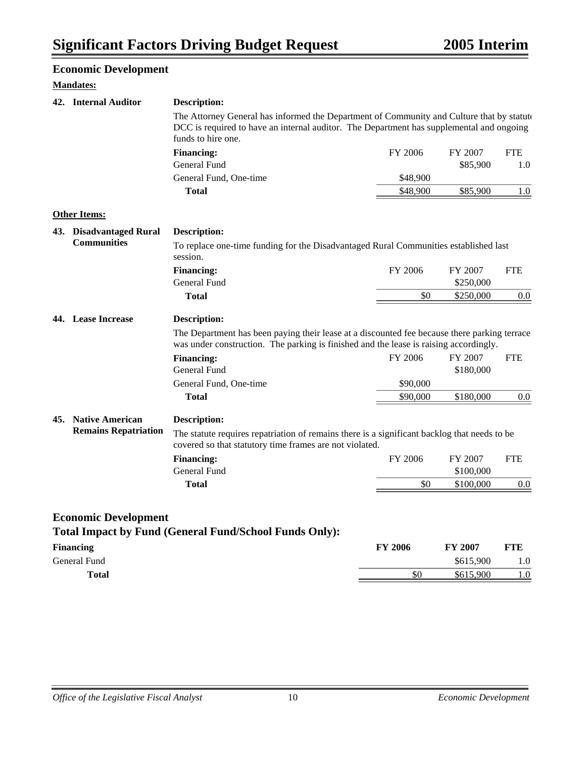## Economic Development

**Mandates:**

### 42. Internal Auditor

**Description:**

The Attorney General has informed the Department of Community and Culture that by statute DCC is required to have an internal auditor. The Department has supplemental and ongoing funds to hire one.

| **Financing:** | FY 2006 | FY 2007 | FTE |
|---|---|---|---|
| General Fund | | $85,900 | 1.0 |
| General Fund, One-time | $48,900 | | |
| **Total** | $48,900 | $85,900 | 1.0 |

**Other Items:**

### 43. Disadvantaged Rural Communities

**Description:**

To replace one-time funding for the Disadvantaged Rural Communities established last session.

| **Financing:** | FY 2006 | FY 2007 | FTE |
|---|---|---|---|
| General Fund | | $250,000 | |
| **Total** | $0 | $250,000 | 0.0 |

### 44. Lease Increase

**Description:**

The Department has been paying their lease at a discounted fee because there parking terrace was under construction. The parking is finished and the lease is raising accordingly.

| **Financing:** | FY 2006 | FY 2007 | FTE |
|---|---|---|---|
| General Fund | | $180,000 | |
| General Fund, One-time | $90,000 | | |
| **Total** | $90,000 | $180,000 | 0.0 |

### 45. Native American Remains Repatriation

**Description:**

The statute requires repatriation of remains there is a significant backlog that needs to be covered so that statutory time frames are not violated.

| **Financing:** | FY 2006 | FY 2007 | FTE |
|---|---|---|---|
| General Fund | | $100,000 | |
| **Total** | $0 | $100,000 | 0.0 |

## Economic Development
### Total Impact by Fund (General Fund/School Funds Only):

| **Financing** | **FY 2006** | **FY 2007** | **FTE** |
|---|---|---|---|
| General Fund | | $615,900 | 1.0 |
| **Total** | $0 | $615,900 | 1.0 |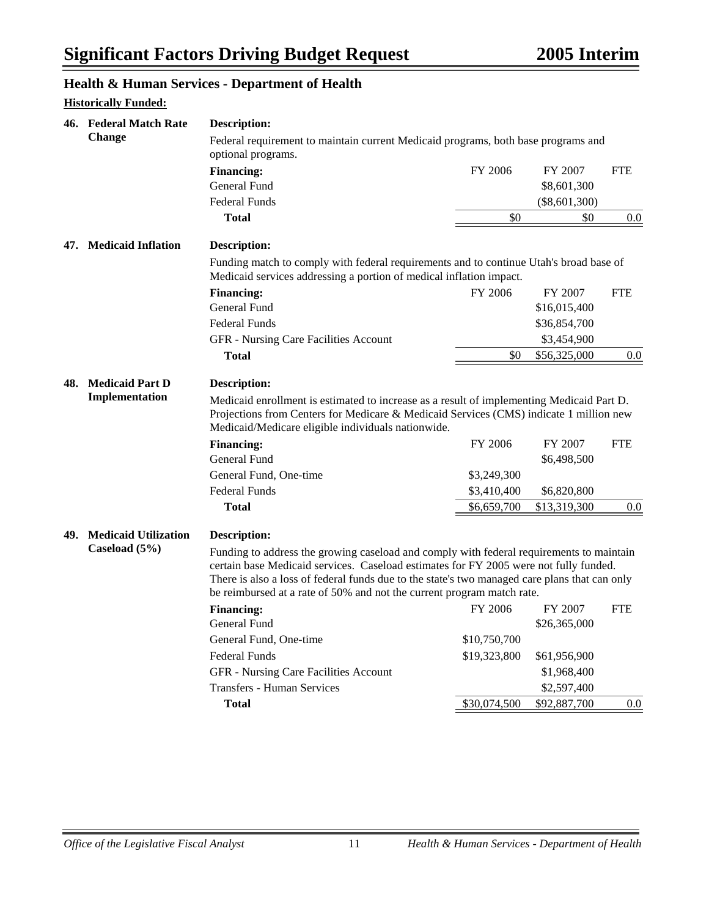## Health & Human Services - Department of Health

**Historically Funded:**

### 46. Federal Match Rate Change

**Description:**

Federal requirement to maintain current Medicaid programs, both base programs and optional programs.

| Financing: | FY 2006 | FY 2007 | FTE |
|---|---|---|---|
| General Fund | | $8,601,300 | |
| Federal Funds | | ($8,601,300) | |
| **Total** | $0 | $0 | 0.0 |

### 47. Medicaid Inflation

**Description:**

Funding match to comply with federal requirements and to continue Utah's broad base of Medicaid services addressing a portion of medical inflation impact.

| Financing: | FY 2006 | FY 2007 | FTE |
|---|---|---|---|
| General Fund | | $16,015,400 | |
| Federal Funds | | $36,854,700 | |
| GFR - Nursing Care Facilities Account | | $3,454,900 | |
| **Total** | $0 | $56,325,000 | 0.0 |

### 48. Medicaid Part D Implementation

**Description:**

Medicaid enrollment is estimated to increase as a result of implementing Medicaid Part D. Projections from Centers for Medicare & Medicaid Services (CMS) indicate 1 million new Medicaid/Medicare eligible individuals nationwide.

| Financing: | FY 2006 | FY 2007 | FTE |
|---|---|---|---|
| General Fund | | $6,498,500 | |
| General Fund, One-time | $3,249,300 | | |
| Federal Funds | $3,410,400 | $6,820,800 | |
| **Total** | $6,659,700 | $13,319,300 | 0.0 |

### 49. Medicaid Utilization Caseload (5%)

**Description:**

Funding to address the growing caseload and comply with federal requirements to maintain certain base Medicaid services. Caseload estimates for FY 2005 were not fully funded. There is also a loss of federal funds due to the state's two managed care plans that can only be reimbursed at a rate of 50% and not the current program match rate.

| Financing: | FY 2006 | FY 2007 | FTE |
|---|---|---|---|
| General Fund | | $26,365,000 | |
| General Fund, One-time | $10,750,700 | | |
| Federal Funds | $19,323,800 | $61,956,900 | |
| GFR - Nursing Care Facilities Account | | $1,968,400 | |
| Transfers - Human Services | | $2,597,400 | |
| **Total** | $30,074,500 | $92,887,700 | 0.0 |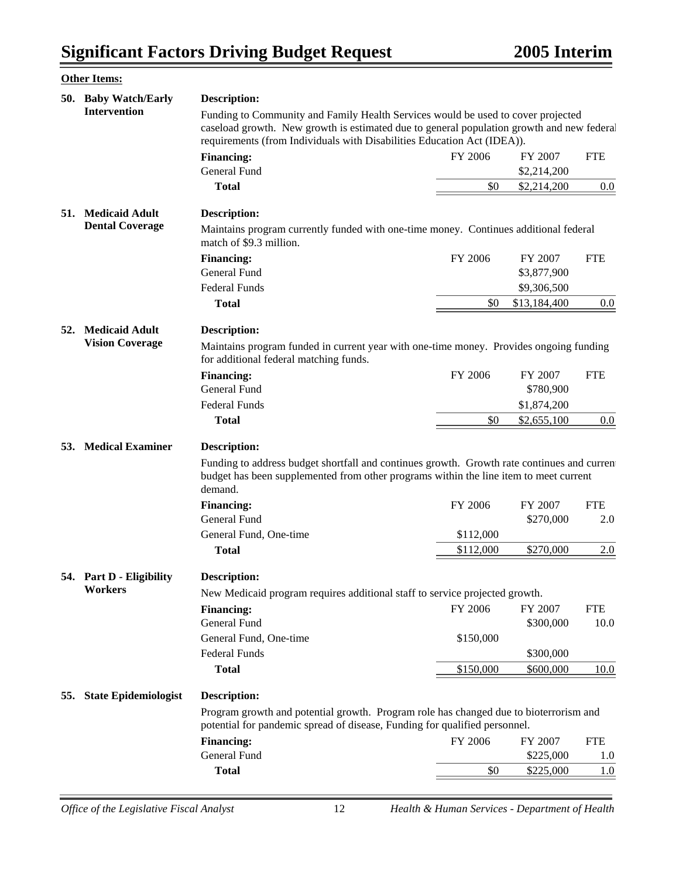# Significant Factors Driving Budget Request

**Other Items:**

### 50. Baby Watch/Early Intervention

**Description:**

Funding to Community and Family Health Services would be used to cover projected caseload growth. New growth is estimated due to general population growth and new federal requirements (from Individuals with Disabilities Education Act (IDEA)).

| Financing: | FY 2006 | FY 2007 | FTE |
|---|---|---|---|
| General Fund | | $2,214,200 | |
| **Total** | $0 | $2,214,200 | 0.0 |

### 51. Medicaid Adult Dental Coverage

**Description:**

Maintains program currently funded with one-time money. Continues additional federal match of $9.3 million.

| Financing: | FY 2006 | FY 2007 | FTE |
|---|---|---|---|
| General Fund | | $3,877,900 | |
| Federal Funds | | $9,306,500 | |
| **Total** | $0 | $13,184,400 | 0.0 |

### 52. Medicaid Adult Vision Coverage

**Description:**

Maintains program funded in current year with one-time money. Provides ongoing funding for additional federal matching funds.

| Financing: | FY 2006 | FY 2007 | FTE |
|---|---|---|---|
| General Fund | | $780,900 | |
| Federal Funds | | $1,874,200 | |
| **Total** | $0 | $2,655,100 | 0.0 |

### 53. Medical Examiner

**Description:**

Funding to address budget shortfall and continues growth. Growth rate continues and current budget has been supplemented from other programs within the line item to meet current demand.

| Financing: | FY 2006 | FY 2007 | FTE |
|---|---|---|---|
| General Fund | | $270,000 | 2.0 |
| General Fund, One-time | $112,000 | | |
| **Total** | $112,000 | $270,000 | 2.0 |

### 54. Part D - Eligibility Workers

**Description:**

New Medicaid program requires additional staff to service projected growth.

| Financing: | FY 2006 | FY 2007 | FTE |
|---|---|---|---|
| General Fund | | $300,000 | 10.0 |
| General Fund, One-time | $150,000 | | |
| Federal Funds | | $300,000 | |
| **Total** | $150,000 | $600,000 | 10.0 |

### 55. State Epidemiologist

**Description:**

Program growth and potential growth. Program role has changed due to bioterrorism and potential for pandemic spread of disease, Funding for qualified personnel.

| Financing: | FY 2006 | FY 2007 | FTE |
|---|---|---|---|
| General Fund | | $225,000 | 1.0 |
| **Total** | $0 | $225,000 | 1.0 |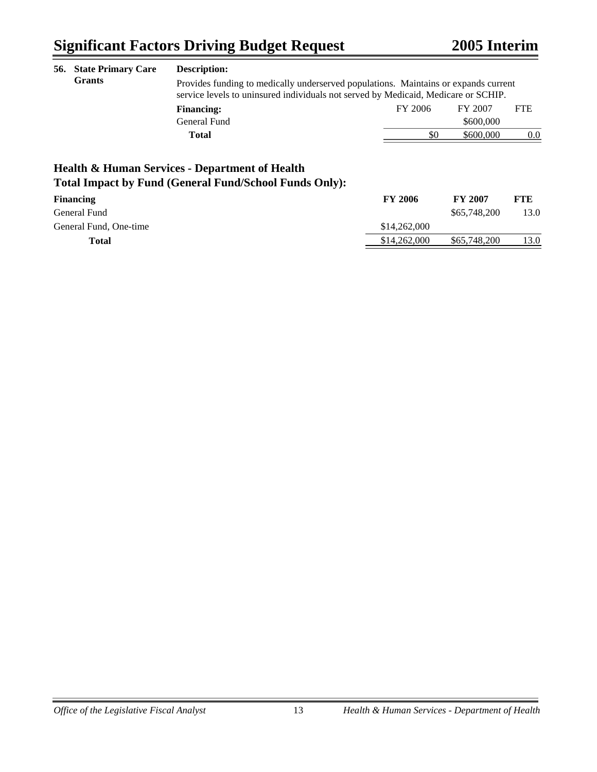**56. State Primary Care Grants**

**Description:**

Provides funding to medically underserved populations. Maintains or expands current service levels to uninsured individuals not served by Medicaid, Medicare or SCHIP.

| **Financing:** | FY 2006 | FY 2007 | FTE |
|---|---|---|---|
| General Fund | | $600,000 | |
| **Total** | $0 | $600,000 | 0.0 |

## Health & Human Services - Department of Health
## Total Impact by Fund (General Fund/School Funds Only):

| **Financing** | **FY 2006** | **FY 2007** | **FTE** |
|---|---|---|---|
| General Fund | | $65,748,200 | 13.0 |
| General Fund, One-time | $14,262,000 | | |
| **Total** | $14,262,000 | $65,748,200 | 13.0 |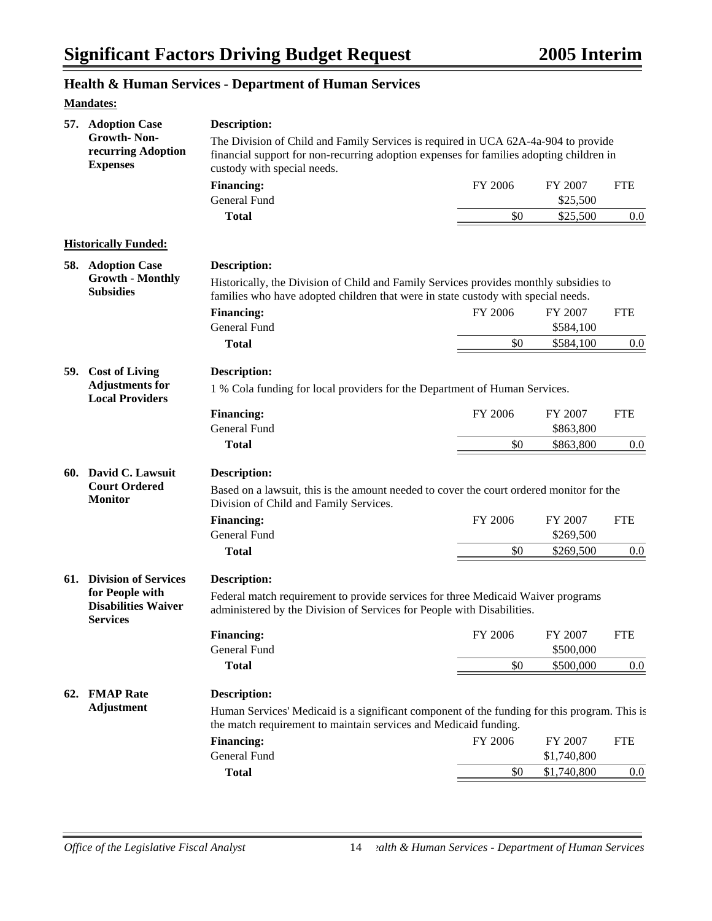## Health & Human Services - Department of Human Services

### Mandates:

**57. Adoption Case Growth- Non-recurring Adoption Expenses**

**Description:**

The Division of Child and Family Services is required in UCA 62A-4a-904 to provide financial support for non-recurring adoption expenses for families adopting children in custody with special needs.

| **Financing:** | FY 2006 | FY 2007 | FTE |
|---|---|---|---|
| General Fund | | $25,500 | |
| **Total** | $0 | $25,500 | 0.0 |

### Historically Funded:

**58. Adoption Case Growth - Monthly Subsidies**

**Description:**

Historically, the Division of Child and Family Services provides monthly subsidies to families who have adopted children that were in state custody with special needs.

| **Financing:** | FY 2006 | FY 2007 | FTE |
|---|---|---|---|
| General Fund | | $584,100 | |
| **Total** | $0 | $584,100 | 0.0 |

**59. Cost of Living Adjustments for Local Providers**

**Description:**

1 % Cola funding for local providers for the Department of Human Services.

| **Financing:** | FY 2006 | FY 2007 | FTE |
|---|---|---|---|
| General Fund | | $863,800 | |
| **Total** | $0 | $863,800 | 0.0 |

**60. David C. Lawsuit Court Ordered Monitor**

**Description:**

Based on a lawsuit, this is the amount needed to cover the court ordered monitor for the Division of Child and Family Services.

| **Financing:** | FY 2006 | FY 2007 | FTE |
|---|---|---|---|
| General Fund | | $269,500 | |
| **Total** | $0 | $269,500 | 0.0 |

**61. Division of Services for People with Disabilities Waiver Services**

**Description:**

Federal match requirement to provide services for three Medicaid Waiver programs administered by the Division of Services for People with Disabilities.

| **Financing:** | FY 2006 | FY 2007 | FTE |
|---|---|---|---|
| General Fund | | $500,000 | |
| **Total** | $0 | $500,000 | 0.0 |

**62. FMAP Rate Adjustment**

**Description:**

Human Services' Medicaid is a significant component of the funding for this program. This is the match requirement to maintain services and Medicaid funding.

| **Financing:** | FY 2006 | FY 2007 | FTE |
|---|---|---|---|
| General Fund | | $1,740,800 | |
| **Total** | $0 | $1,740,800 | 0.0 |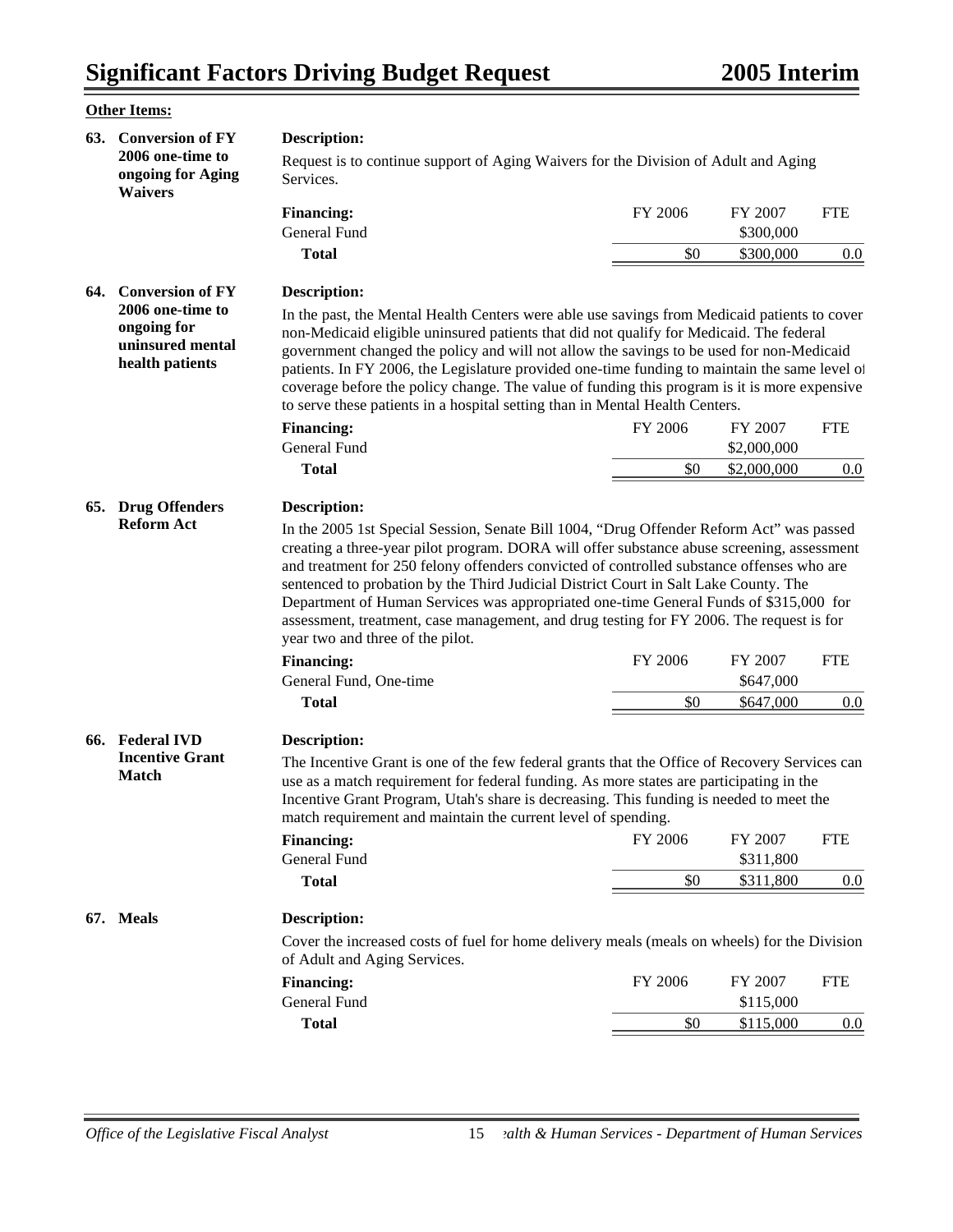**Other Items:**

### 63. Conversion of FY 2006 one-time to ongoing for Aging Waivers

**Description:**

Request is to continue support of Aging Waivers for the Division of Adult and Aging Services.

| Financing: | FY 2006 | FY 2007 | FTE |
|---|---|---|---|
| General Fund | | $300,000 | |
| **Total** | $0 | $300,000 | 0.0 |

### 64. Conversion of FY 2006 one-time to ongoing for uninsured mental health patients

**Description:**

In the past, the Mental Health Centers were able use savings from Medicaid patients to cover non-Medicaid eligible uninsured patients that did not qualify for Medicaid. The federal government changed the policy and will not allow the savings to be used for non-Medicaid patients. In FY 2006, the Legislature provided one-time funding to maintain the same level of coverage before the policy change. The value of funding this program is it is more expensive to serve these patients in a hospital setting than in Mental Health Centers.

| Financing: | FY 2006 | FY 2007 | FTE |
|---|---|---|---|
| General Fund | | $2,000,000 | |
| **Total** | $0 | $2,000,000 | 0.0 |

### 65. Drug Offenders Reform Act

**Description:**

In the 2005 1st Special Session, Senate Bill 1004, "Drug Offender Reform Act" was passed creating a three-year pilot program. DORA will offer substance abuse screening, assessment and treatment for 250 felony offenders convicted of controlled substance offenses who are sentenced to probation by the Third Judicial District Court in Salt Lake County. The Department of Human Services was appropriated one-time General Funds of $315,000 for assessment, treatment, case management, and drug testing for FY 2006. The request is for year two and three of the pilot.

| Financing: | FY 2006 | FY 2007 | FTE |
|---|---|---|---|
| General Fund, One-time | | $647,000 | |
| **Total** | $0 | $647,000 | 0.0 |

### 66. Federal IVD Incentive Grant Match

**Description:**

The Incentive Grant is one of the few federal grants that the Office of Recovery Services can use as a match requirement for federal funding. As more states are participating in the Incentive Grant Program, Utah's share is decreasing. This funding is needed to meet the match requirement and maintain the current level of spending.

| Financing: | FY 2006 | FY 2007 | FTE |
|---|---|---|---|
| General Fund | | $311,800 | |
| **Total** | $0 | $311,800 | 0.0 |

### 67. Meals

**Description:**

Cover the increased costs of fuel for home delivery meals (meals on wheels) for the Division of Adult and Aging Services.

| Financing: | FY 2006 | FY 2007 | FTE |
|---|---|---|---|
| General Fund | | $115,000 | |
| **Total** | $0 | $115,000 | 0.0 |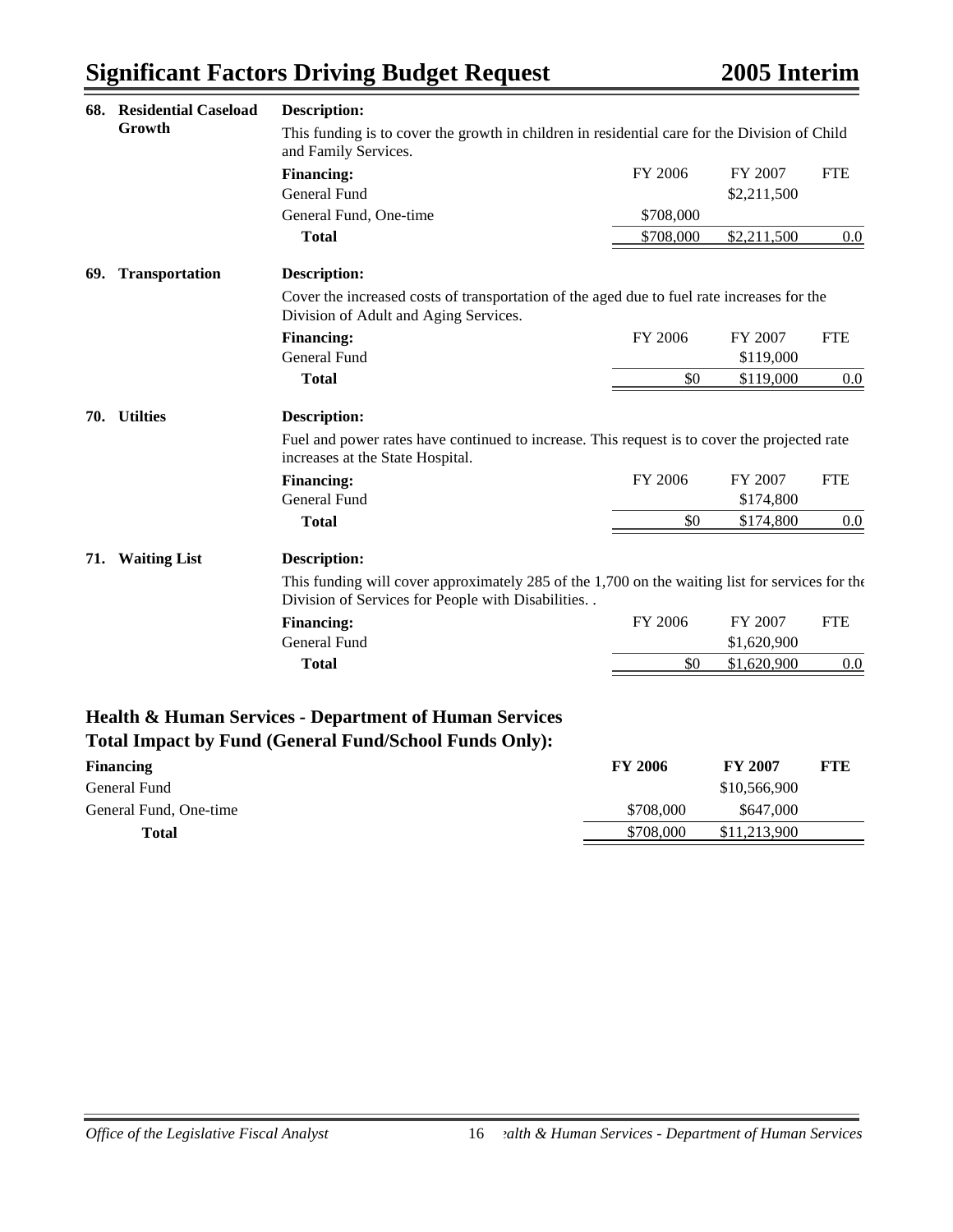**68. Residential Caseload Growth**

**Description:**

This funding is to cover the growth in children in residential care for the Division of Child and Family Services.

| **Financing:** | FY 2006 | FY 2007 | FTE |
|---|---|---|---|
| General Fund | | $2,211,500 | |
| General Fund, One-time | $708,000 | | |
| **Total** | $708,000 | $2,211,500 | 0.0 |

**69. Transportation**

**Description:**

Cover the increased costs of transportation of the aged due to fuel rate increases for the Division of Adult and Aging Services.

| **Financing:** | FY 2006 | FY 2007 | FTE |
|---|---|---|---|
| General Fund | | $119,000 | |
| **Total** | $0 | $119,000 | 0.0 |

**70. Utilties**

**Description:**

Fuel and power rates have continued to increase. This request is to cover the projected rate increases at the State Hospital.

| **Financing:** | FY 2006 | FY 2007 | FTE |
|---|---|---|---|
| General Fund | | $174,800 | |
| **Total** | $0 | $174,800 | 0.0 |

**71. Waiting List**

**Description:**

This funding will cover approximately 285 of the 1,700 on the waiting list for services for the Division of Services for People with Disabilities. .

| **Financing:** | FY 2006 | FY 2007 | FTE |
|---|---|---|---|
| General Fund | | $1,620,900 | |
| **Total** | $0 | $1,620,900 | 0.0 |

## Health & Human Services - Department of Human Services
## Total Impact by Fund (General Fund/School Funds Only):

| **Financing** | **FY 2006** | **FY 2007** | **FTE** |
|---|---|---|---|
| General Fund | | $10,566,900 | |
| General Fund, One-time | $708,000 | $647,000 | |
| **Total** | $708,000 | $11,213,900 | |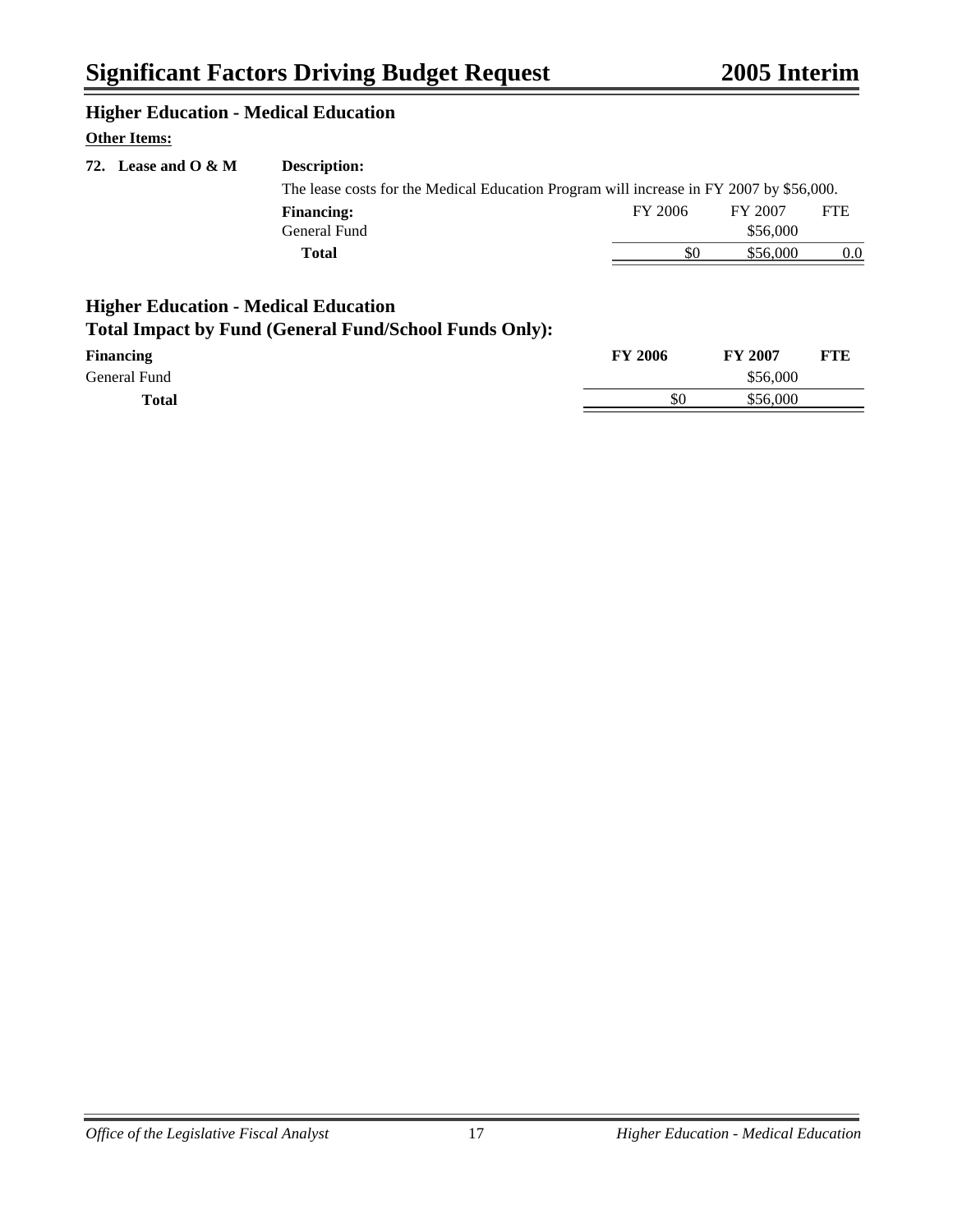## Higher Education - Medical Education

**Other Items:**

**72. Lease and O & M**

**Description:**

The lease costs for the Medical Education Program will increase in FY 2007 by $56,000.

| **Financing:** | FY 2006 | FY 2007 | FTE |
|---|---|---|---|
| General Fund | | $56,000 | |
| **Total** | $0 | $56,000 | 0.0 |

## Higher Education - Medical Education
## Total Impact by Fund (General Fund/School Funds Only):

| **Financing** | **FY 2006** | **FY 2007** | **FTE** |
|---|---|---|---|
| General Fund | | $56,000 | |
| **Total** | $0 | $56,000 | |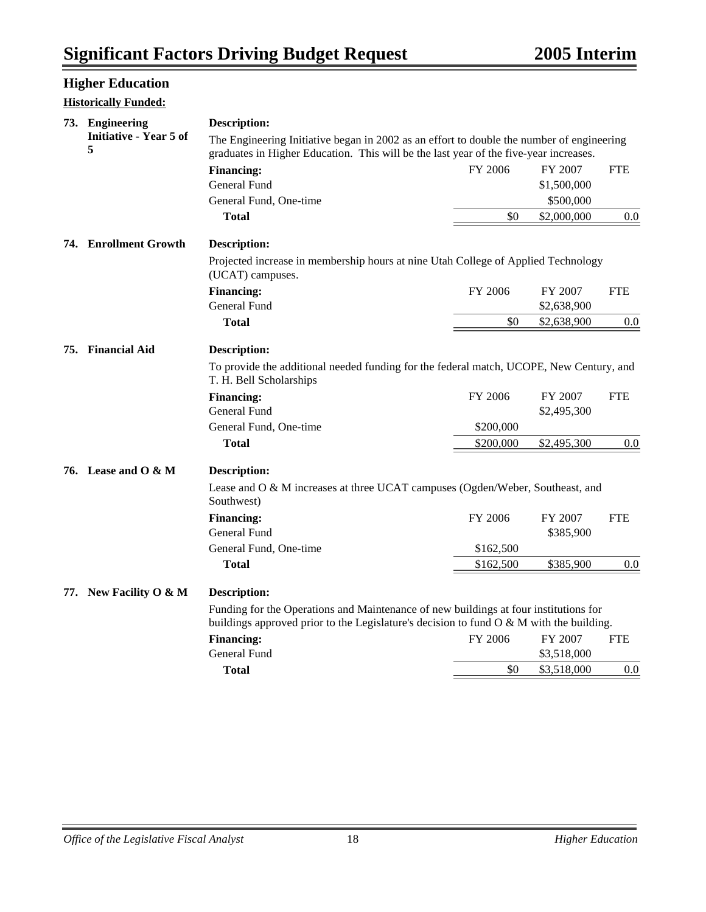## Higher Education

**Historically Funded:**

### 73. Engineering Initiative - Year 5 of 5

**Description:**

The Engineering Initiative began in 2002 as an effort to double the number of engineering graduates in Higher Education. This will be the last year of the five-year increases.

| **Financing:** | FY 2006 | FY 2007 | FTE |
|---|---|---|---|
| General Fund | | $1,500,000 | |
| General Fund, One-time | | $500,000 | |
| **Total** | $0 | $2,000,000 | 0.0 |

### 74. Enrollment Growth

**Description:**

Projected increase in membership hours at nine Utah College of Applied Technology (UCAT) campuses.

| **Financing:** | FY 2006 | FY 2007 | FTE |
|---|---|---|---|
| General Fund | | $2,638,900 | |
| **Total** | $0 | $2,638,900 | 0.0 |

### 75. Financial Aid

**Description:**

To provide the additional needed funding for the federal match, UCOPE, New Century, and T. H. Bell Scholarships

| **Financing:** | FY 2006 | FY 2007 | FTE |
|---|---|---|---|
| General Fund | | $2,495,300 | |
| General Fund, One-time | $200,000 | | |
| **Total** | $200,000 | $2,495,300 | 0.0 |

### 76. Lease and O & M

**Description:**

Lease and O & M increases at three UCAT campuses (Ogden/Weber, Southeast, and Southwest)

| **Financing:** | FY 2006 | FY 2007 | FTE |
|---|---|---|---|
| General Fund | | $385,900 | |
| General Fund, One-time | $162,500 | | |
| **Total** | $162,500 | $385,900 | 0.0 |

### 77. New Facility O & M

**Description:**

Funding for the Operations and Maintenance of new buildings at four institutions for buildings approved prior to the Legislature's decision to fund O & M with the building.

| **Financing:** | FY 2006 | FY 2007 | FTE |
|---|---|---|---|
| General Fund | | $3,518,000 | |
| **Total** | $0 | $3,518,000 | 0.0 |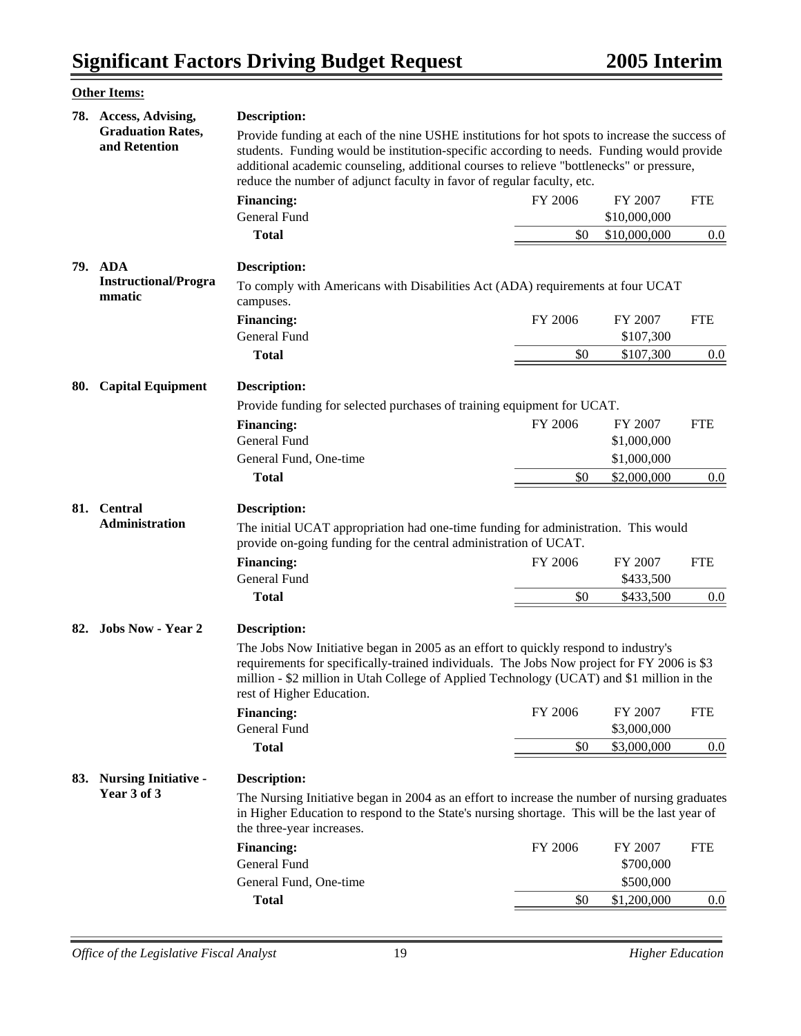**Other Items:**

**78. Access, Advising, Graduation Rates, and Retention**

**Description:**

Provide funding at each of the nine USHE institutions for hot spots to increase the success of students. Funding would be institution-specific according to needs. Funding would provide additional academic counseling, additional courses to relieve "bottlenecks" or pressure, reduce the number of adjunct faculty in favor of regular faculty, etc.

| **Financing:** | FY 2006 | FY 2007 | FTE |
|---|---|---|---|
| General Fund | | $10,000,000 | |
| **Total** | $0 | $10,000,000 | 0.0 |

**79. ADA Instructional/Programmatic**

**Description:**

To comply with Americans with Disabilities Act (ADA) requirements at four UCAT campuses.

| **Financing:** | FY 2006 | FY 2007 | FTE |
|---|---|---|---|
| General Fund | | $107,300 | |
| **Total** | $0 | $107,300 | 0.0 |

**80. Capital Equipment**

**Description:**

Provide funding for selected purchases of training equipment for UCAT.

| **Financing:** | FY 2006 | FY 2007 | FTE |
|---|---|---|---|
| General Fund | | $1,000,000 | |
| General Fund, One-time | | $1,000,000 | |
| **Total** | $0 | $2,000,000 | 0.0 |

**81. Central Administration**

**Description:**

The initial UCAT appropriation had one-time funding for administration. This would provide on-going funding for the central administration of UCAT.

| **Financing:** | FY 2006 | FY 2007 | FTE |
|---|---|---|---|
| General Fund | | $433,500 | |
| **Total** | $0 | $433,500 | 0.0 |

**82. Jobs Now - Year 2**

**Description:**

The Jobs Now Initiative began in 2005 as an effort to quickly respond to industry's requirements for specifically-trained individuals. The Jobs Now project for FY 2006 is $3 million - $2 million in Utah College of Applied Technology (UCAT) and $1 million in the rest of Higher Education.

| **Financing:** | FY 2006 | FY 2007 | FTE |
|---|---|---|---|
| General Fund | | $3,000,000 | |
| **Total** | $0 | $3,000,000 | 0.0 |

**83. Nursing Initiative - Year 3 of 3**

**Description:**

The Nursing Initiative began in 2004 as an effort to increase the number of nursing graduates in Higher Education to respond to the State's nursing shortage. This will be the last year of the three-year increases.

| **Financing:** | FY 2006 | FY 2007 | FTE |
|---|---|---|---|
| General Fund | | $700,000 | |
| General Fund, One-time | | $500,000 | |
| **Total** | $0 | $1,200,000 | 0.0 |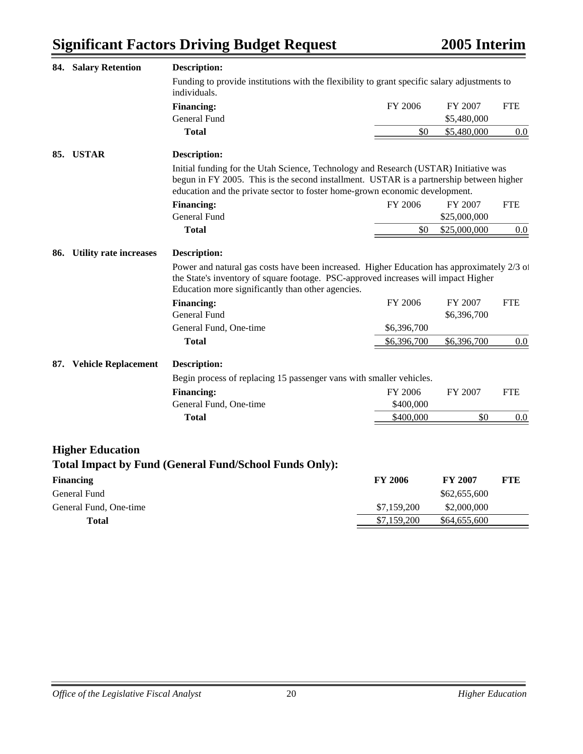### 84. Salary Retention

**Description:**

Funding to provide institutions with the flexibility to grant specific salary adjustments to individuals.

| **Financing:** | FY 2006 | FY 2007 | FTE |
|---|---|---|---|
| General Fund | | $5,480,000 | |
| **Total** | $0 | $5,480,000 | 0.0 |

### 85. USTAR

**Description:**

Initial funding for the Utah Science, Technology and Research (USTAR) Initiative was begun in FY 2005. This is the second installment. USTAR is a partnership between higher education and the private sector to foster home-grown economic development.

| **Financing:** | FY 2006 | FY 2007 | FTE |
|---|---|---|---|
| General Fund | | $25,000,000 | |
| **Total** | $0 | $25,000,000 | 0.0 |

### 86. Utility rate increases

**Description:**

Power and natural gas costs have been increased. Higher Education has approximately 2/3 of the State's inventory of square footage. PSC-approved increases will impact Higher Education more significantly than other agencies.

| **Financing:** | FY 2006 | FY 2007 | FTE |
|---|---|---|---|
| General Fund | | $6,396,700 | |
| General Fund, One-time | $6,396,700 | | |
| **Total** | $6,396,700 | $6,396,700 | 0.0 |

### 87. Vehicle Replacement

**Description:**

Begin process of replacing 15 passenger vans with smaller vehicles.

| **Financing:** | FY 2006 | FY 2007 | FTE |
|---|---|---|---|
| General Fund, One-time | $400,000 | | |
| **Total** | $400,000 | $0 | 0.0 |

## Higher Education
### Total Impact by Fund (General Fund/School Funds Only):

| **Financing** | **FY 2006** | **FY 2007** | **FTE** |
|---|---|---|---|
| General Fund | | $62,655,600 | |
| General Fund, One-time | $7,159,200 | $2,000,000 | |
| **Total** | $7,159,200 | $64,655,600 | |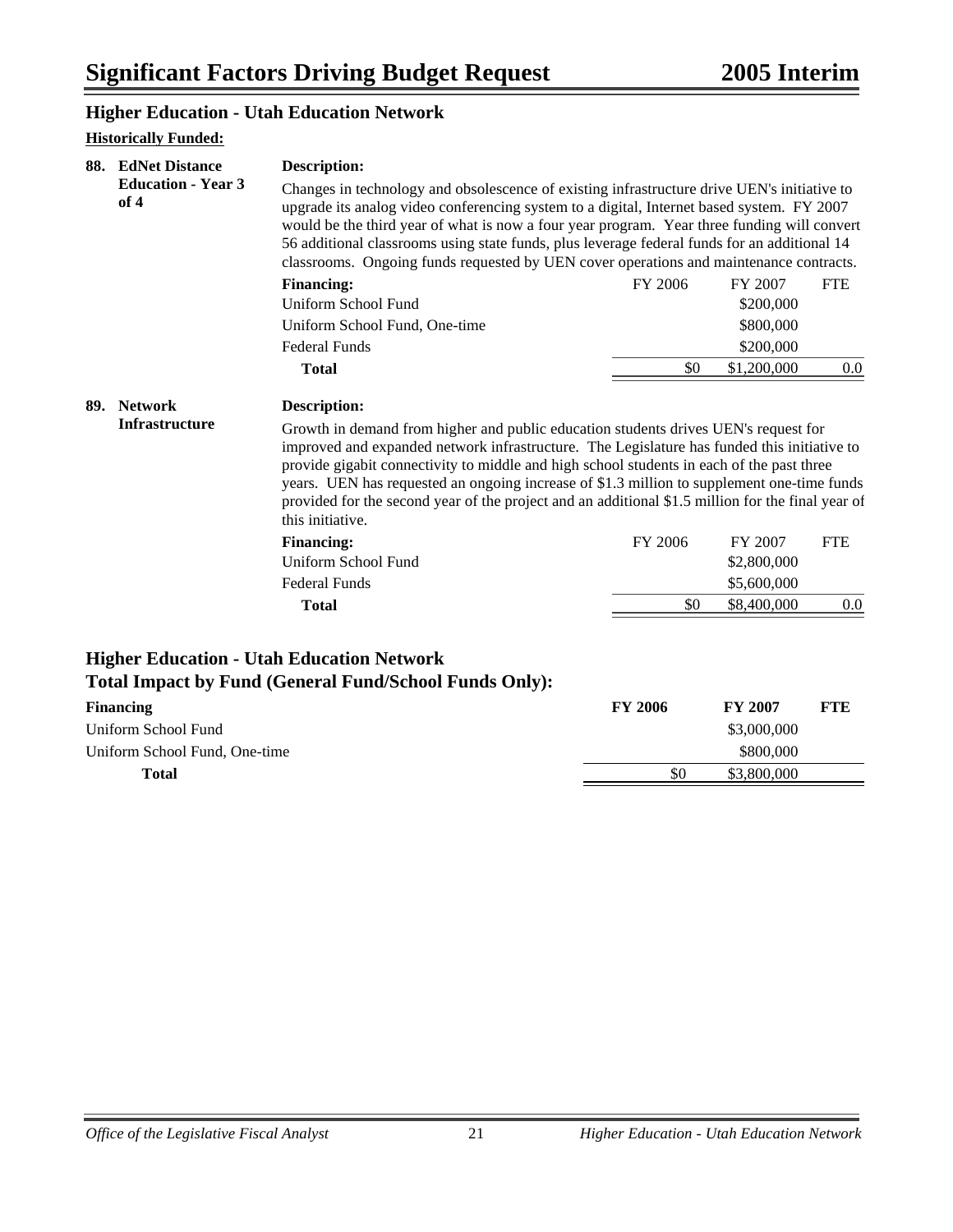## Higher Education - Utah Education Network

**Historically Funded:**

### 88. EdNet Distance Education - Year 3 of 4

**Description:**

Changes in technology and obsolescence of existing infrastructure drive UEN's initiative to upgrade its analog video conferencing system to a digital, Internet based system. FY 2007 would be the third year of what is now a four year program. Year three funding will convert 56 additional classrooms using state funds, plus leverage federal funds for an additional 14 classrooms. Ongoing funds requested by UEN cover operations and maintenance contracts.

| **Financing:** | FY 2006 | FY 2007 | FTE |
|---|---|---|---|
| Uniform School Fund | | $200,000 | |
| Uniform School Fund, One-time | | $800,000 | |
| Federal Funds | | $200,000 | |
| **Total** | $0 | $1,200,000 | 0.0 |

### 89. Network Infrastructure

**Description:**

Growth in demand from higher and public education students drives UEN's request for improved and expanded network infrastructure. The Legislature has funded this initiative to provide gigabit connectivity to middle and high school students in each of the past three years. UEN has requested an ongoing increase of $1.3 million to supplement one-time funds provided for the second year of the project and an additional $1.5 million for the final year of this initiative.

| **Financing:** | FY 2006 | FY 2007 | FTE |
|---|---|---|---|
| Uniform School Fund | | $2,800,000 | |
| Federal Funds | | $5,600,000 | |
| **Total** | $0 | $8,400,000 | 0.0 |

## Higher Education - Utah Education Network
## Total Impact by Fund (General Fund/School Funds Only):

| **Financing** | **FY 2006** | **FY 2007** | **FTE** |
|---|---|---|---|
| Uniform School Fund | | $3,000,000 | |
| Uniform School Fund, One-time | | $800,000 | |
| **Total** | $0 | $3,800,000 | |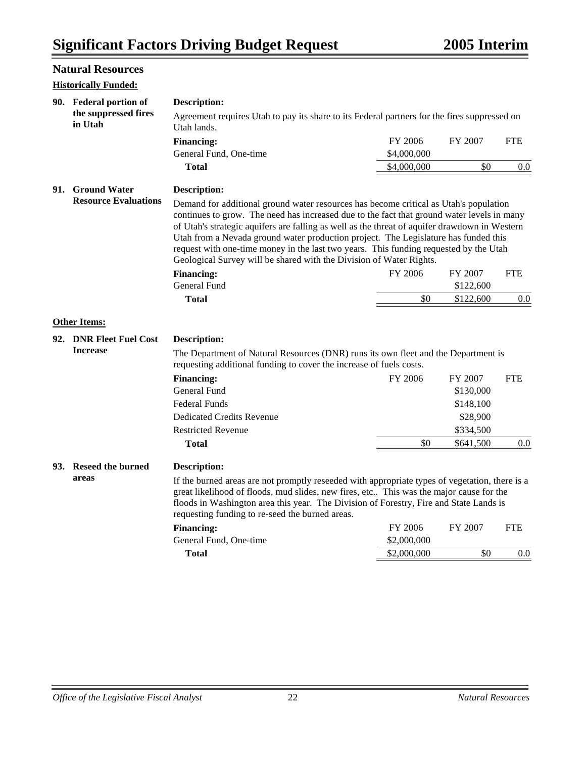## Natural Resources

**Historically Funded:**

### 90. Federal portion of the suppressed fires in Utah

**Description:**

Agreement requires Utah to pay its share to its Federal partners for the fires suppressed on Utah lands.

| Financing: | FY 2006 | FY 2007 | FTE |
|---|---|---|---|
| General Fund, One-time | $4,000,000 | | |
| **Total** | $4,000,000 | $0 | 0.0 |

### 91. Ground Water Resource Evaluations

**Description:**

Demand for additional ground water resources has become critical as Utah's population continues to grow. The need has increased due to the fact that ground water levels in many of Utah's strategic aquifers are falling as well as the threat of aquifer drawdown in Western Utah from a Nevada ground water production project. The Legislature has funded this request with one-time money in the last two years. This funding requested by the Utah Geological Survey will be shared with the Division of Water Rights.

| Financing: | FY 2006 | FY 2007 | FTE |
|---|---|---|---|
| General Fund | | $122,600 | |
| **Total** | $0 | $122,600 | 0.0 |

**Other Items:**

### 92. DNR Fleet Fuel Cost Increase

**Description:**

The Department of Natural Resources (DNR) runs its own fleet and the Department is requesting additional funding to cover the increase of fuels costs.

| Financing: | FY 2006 | FY 2007 | FTE |
|---|---|---|---|
| General Fund | | $130,000 | |
| Federal Funds | | $148,100 | |
| Dedicated Credits Revenue | | $28,900 | |
| Restricted Revenue | | $334,500 | |
| **Total** | $0 | $641,500 | 0.0 |

### 93. Reseed the burned areas

**Description:**

If the burned areas are not promptly reseeded with appropriate types of vegetation, there is a great likelihood of floods, mud slides, new fires, etc.. This was the major cause for the floods in Washington area this year. The Division of Forestry, Fire and State Lands is requesting funding to re-seed the burned areas.

| Financing: | FY 2006 | FY 2007 | FTE |
|---|---|---|---|
| General Fund, One-time | $2,000,000 | | |
| **Total** | $2,000,000 | $0 | 0.0 |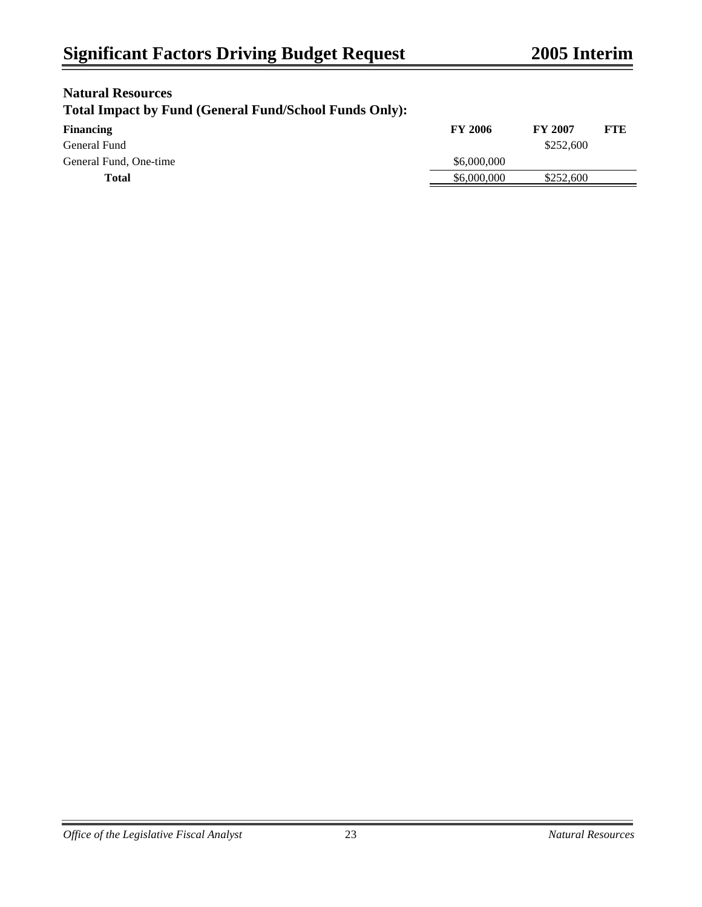### Natural Resources

### Total Impact by Fund (General Fund/School Funds Only):

| Financing | FY 2006 | FY 2007 | FTE |
|---|---|---|---|
| General Fund | | $252,600 | |
| General Fund, One-time | $6,000,000 | | |
| **Total** | $6,000,000 | $252,600 | |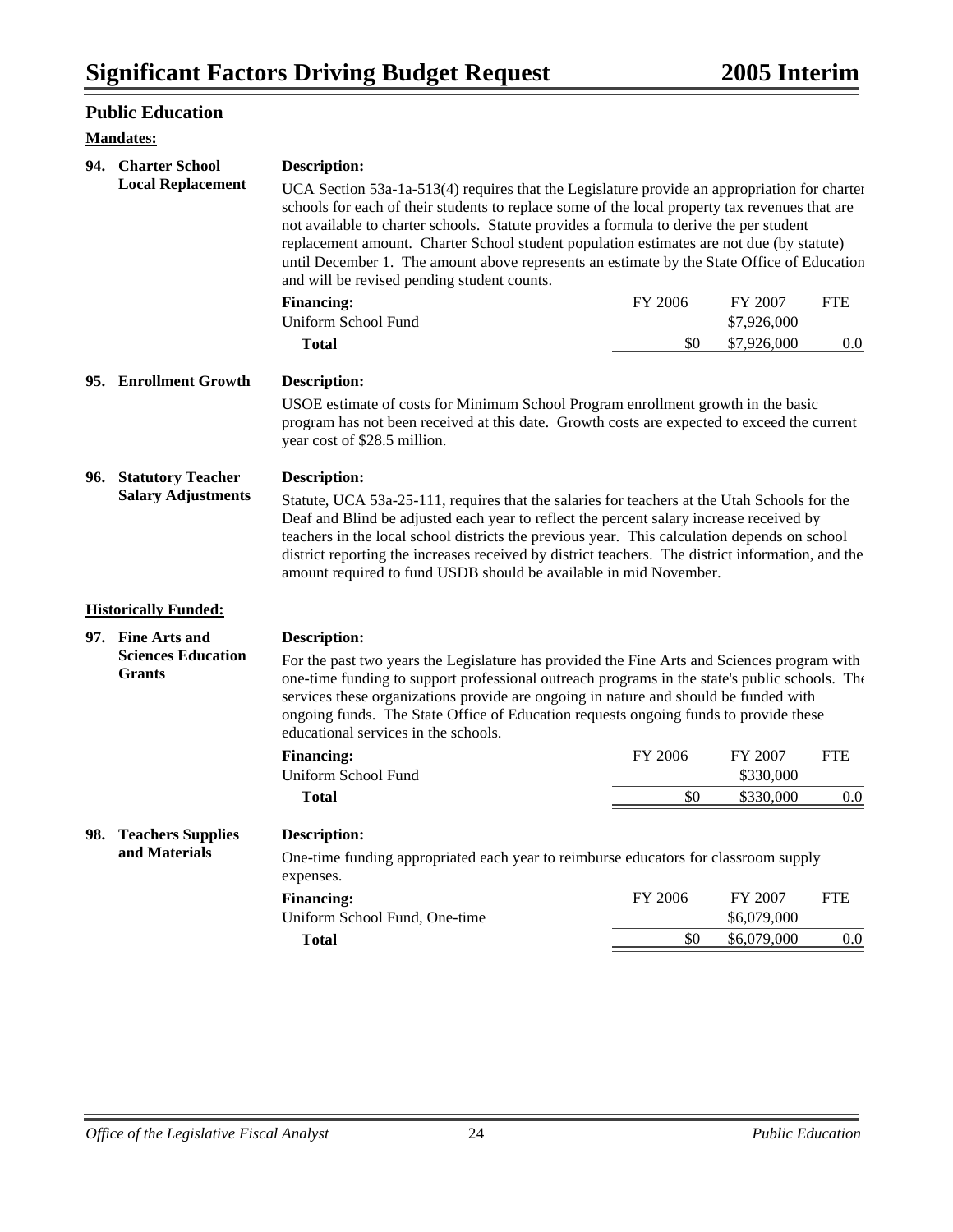## Public Education

**Mandates:**

### 94. Charter School Local Replacement

**Description:**

UCA Section 53a-1a-513(4) requires that the Legislature provide an appropriation for charter schools for each of their students to replace some of the local property tax revenues that are not available to charter schools. Statute provides a formula to derive the per student replacement amount. Charter School student population estimates are not due (by statute) until December 1. The amount above represents an estimate by the State Office of Education and will be revised pending student counts.

| Financing: | FY 2006 | FY 2007 | FTE |
|---|---|---|---|
| Uniform School Fund | | $7,926,000 | |
| **Total** | $0 | $7,926,000 | 0.0 |

### 95. Enrollment Growth

**Description:**

USOE estimate of costs for Minimum School Program enrollment growth in the basic program has not been received at this date. Growth costs are expected to exceed the current year cost of $28.5 million.

### 96. Statutory Teacher Salary Adjustments

**Description:**

Statute, UCA 53a-25-111, requires that the salaries for teachers at the Utah Schools for the Deaf and Blind be adjusted each year to reflect the percent salary increase received by teachers in the local school districts the previous year. This calculation depends on school district reporting the increases received by district teachers. The district information, and the amount required to fund USDB should be available in mid November.

**Historically Funded:**

### 97. Fine Arts and Sciences Education Grants

**Description:**

For the past two years the Legislature has provided the Fine Arts and Sciences program with one-time funding to support professional outreach programs in the state's public schools. The services these organizations provide are ongoing in nature and should be funded with ongoing funds. The State Office of Education requests ongoing funds to provide these educational services in the schools.

| Financing: | FY 2006 | FY 2007 | FTE |
|---|---|---|---|
| Uniform School Fund | | $330,000 | |
| **Total** | $0 | $330,000 | 0.0 |

### 98. Teachers Supplies and Materials

**Description:**

One-time funding appropriated each year to reimburse educators for classroom supply expenses.

| Financing: | FY 2006 | FY 2007 | FTE |
|---|---|---|---|
| Uniform School Fund, One-time | | $6,079,000 | |
| **Total** | $0 | $6,079,000 | 0.0 |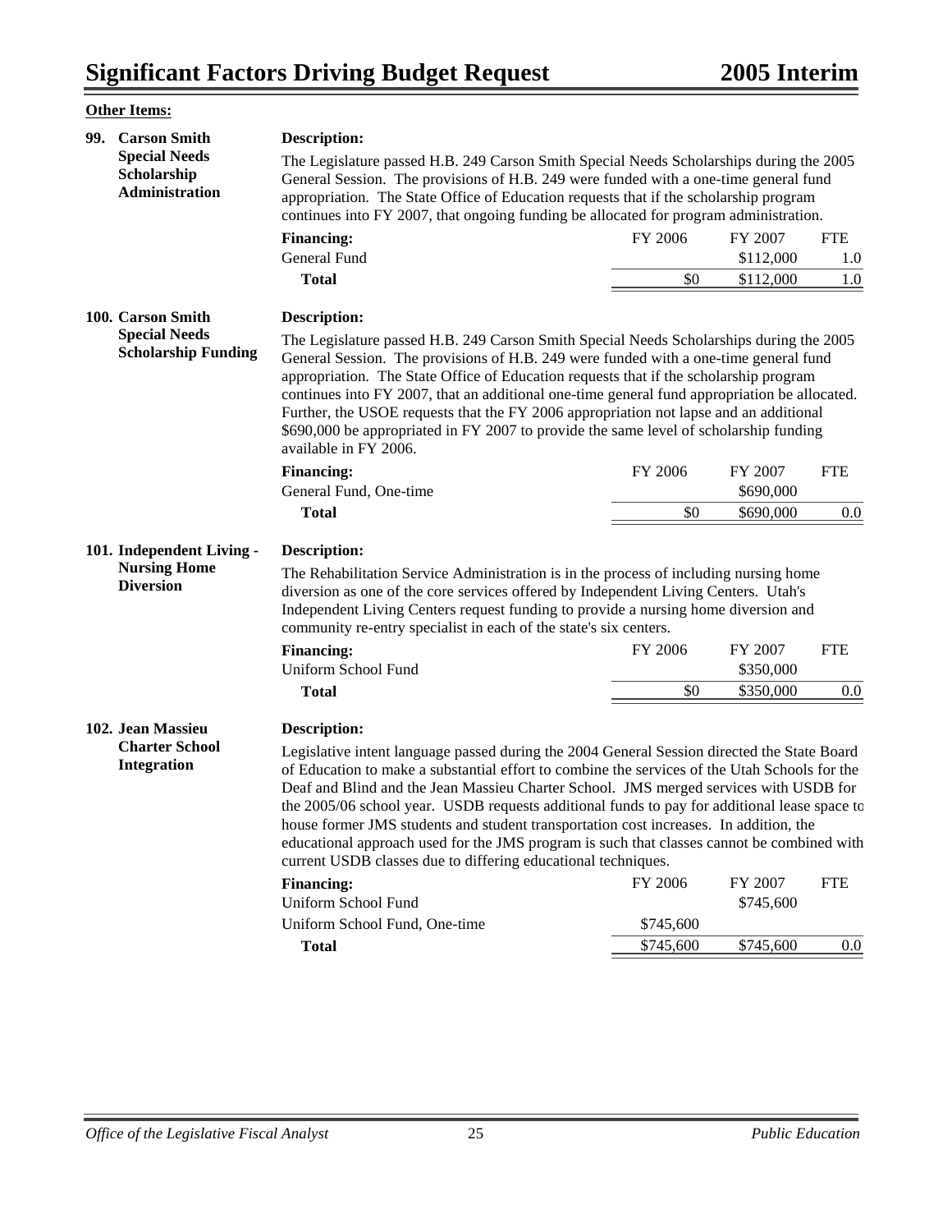**Other Items:**

### 99. Carson Smith Special Needs Scholarship Administration

**Description:**

The Legislature passed H.B. 249 Carson Smith Special Needs Scholarships during the 2005 General Session. The provisions of H.B. 249 were funded with a one-time general fund appropriation. The State Office of Education requests that if the scholarship program continues into FY 2007, that ongoing funding be allocated for program administration.

| **Financing:** | FY 2006 | FY 2007 | FTE |
|---|---|---|---|
| General Fund | | $112,000 | 1.0 |
| **Total** | $0 | $112,000 | 1.0 |

### 100. Carson Smith Special Needs Scholarship Funding

**Description:**

The Legislature passed H.B. 249 Carson Smith Special Needs Scholarships during the 2005 General Session. The provisions of H.B. 249 were funded with a one-time general fund appropriation. The State Office of Education requests that if the scholarship program continues into FY 2007, that an additional one-time general fund appropriation be allocated. Further, the USOE requests that the FY 2006 appropriation not lapse and an additional $690,000 be appropriated in FY 2007 to provide the same level of scholarship funding available in FY 2006.

| **Financing:** | FY 2006 | FY 2007 | FTE |
|---|---|---|---|
| General Fund, One-time | | $690,000 | |
| **Total** | $0 | $690,000 | 0.0 |

### 101. Independent Living - Nursing Home Diversion

**Description:**

The Rehabilitation Service Administration is in the process of including nursing home diversion as one of the core services offered by Independent Living Centers. Utah's Independent Living Centers request funding to provide a nursing home diversion and community re-entry specialist in each of the state's six centers.

| **Financing:** | FY 2006 | FY 2007 | FTE |
|---|---|---|---|
| Uniform School Fund | | $350,000 | |
| **Total** | $0 | $350,000 | 0.0 |

### 102. Jean Massieu Charter School Integration

**Description:**

Legislative intent language passed during the 2004 General Session directed the State Board of Education to make a substantial effort to combine the services of the Utah Schools for the Deaf and Blind and the Jean Massieu Charter School. JMS merged services with USDB for the 2005/06 school year. USDB requests additional funds to pay for additional lease space to house former JMS students and student transportation cost increases. In addition, the educational approach used for the JMS program is such that classes cannot be combined with current USDB classes due to differing educational techniques.

| **Financing:** | FY 2006 | FY 2007 | FTE |
|---|---|---|---|
| Uniform School Fund | | $745,600 | |
| Uniform School Fund, One-time | $745,600 | | |
| **Total** | $745,600 | $745,600 | 0.0 |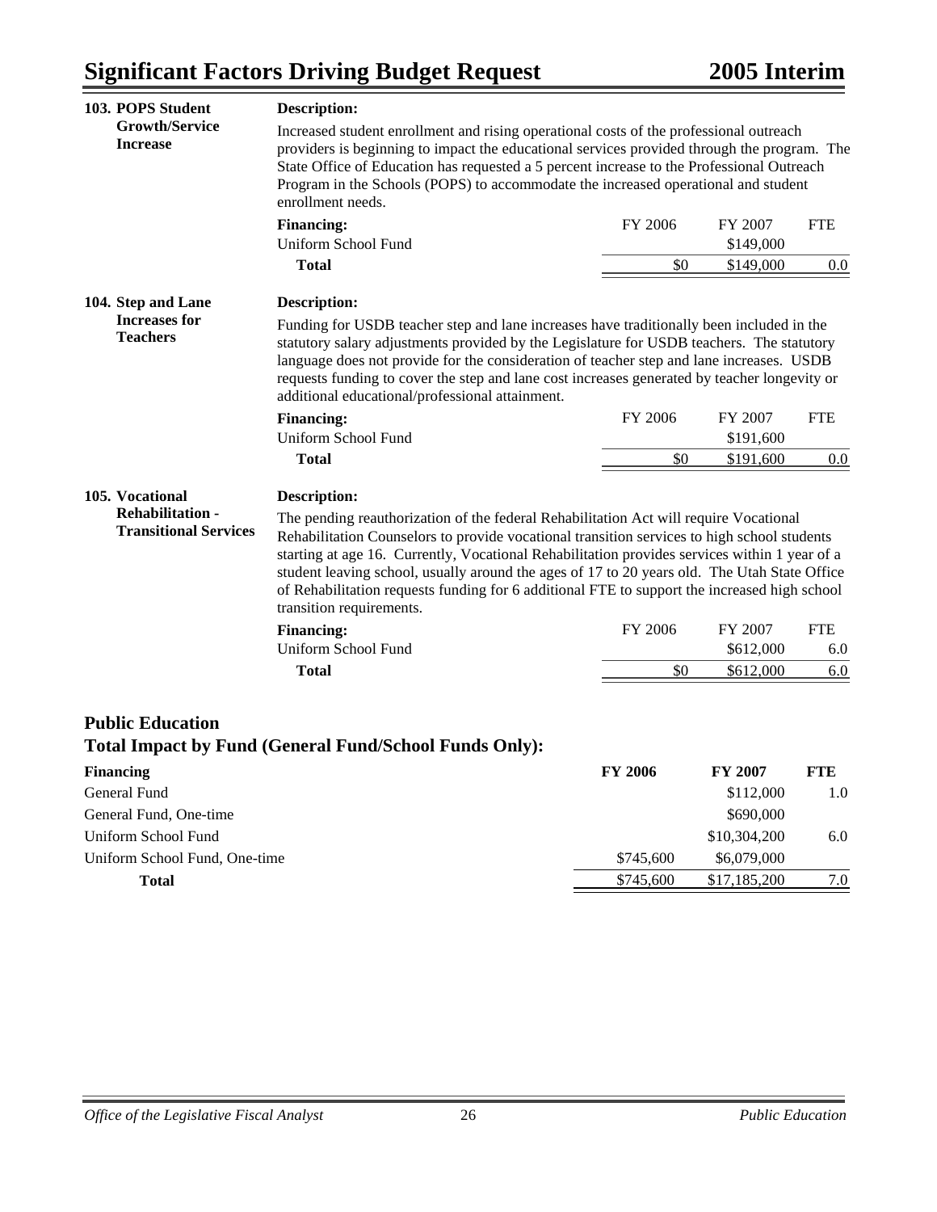**103. POPS Student Growth/Service Increase**

**Description:**

Increased student enrollment and rising operational costs of the professional outreach providers is beginning to impact the educational services provided through the program. The State Office of Education has requested a 5 percent increase to the Professional Outreach Program in the Schools (POPS) to accommodate the increased operational and student enrollment needs.

| **Financing:** | FY 2006 | FY 2007 | FTE |
|---|---|---|---|
| Uniform School Fund | | $149,000 | |
| **Total** | $0 | $149,000 | 0.0 |

**104. Step and Lane Increases for Teachers**

**Description:**

Funding for USDB teacher step and lane increases have traditionally been included in the statutory salary adjustments provided by the Legislature for USDB teachers. The statutory language does not provide for the consideration of teacher step and lane increases. USDB requests funding to cover the step and lane cost increases generated by teacher longevity or additional educational/professional attainment.

| **Financing:** | FY 2006 | FY 2007 | FTE |
|---|---|---|---|
| Uniform School Fund | | $191,600 | |
| **Total** | $0 | $191,600 | 0.0 |

**105. Vocational Rehabilitation - Transitional Services**

**Description:**

The pending reauthorization of the federal Rehabilitation Act will require Vocational Rehabilitation Counselors to provide vocational transition services to high school students starting at age 16. Currently, Vocational Rehabilitation provides services within 1 year of a student leaving school, usually around the ages of 17 to 20 years old. The Utah State Office of Rehabilitation requests funding for 6 additional FTE to support the increased high school transition requirements.

| **Financing:** | FY 2006 | FY 2007 | FTE |
|---|---|---|---|
| Uniform School Fund | | $612,000 | 6.0 |
| **Total** | $0 | $612,000 | 6.0 |

## Public Education
### Total Impact by Fund (General Fund/School Funds Only):

| **Financing** | **FY 2006** | **FY 2007** | **FTE** |
|---|---|---|---|
| General Fund | | $112,000 | 1.0 |
| General Fund, One-time | | $690,000 | |
| Uniform School Fund | | $10,304,200 | 6.0 |
| Uniform School Fund, One-time | $745,600 | $6,079,000 | |
| **Total** | $745,600 | $17,185,200 | 7.0 |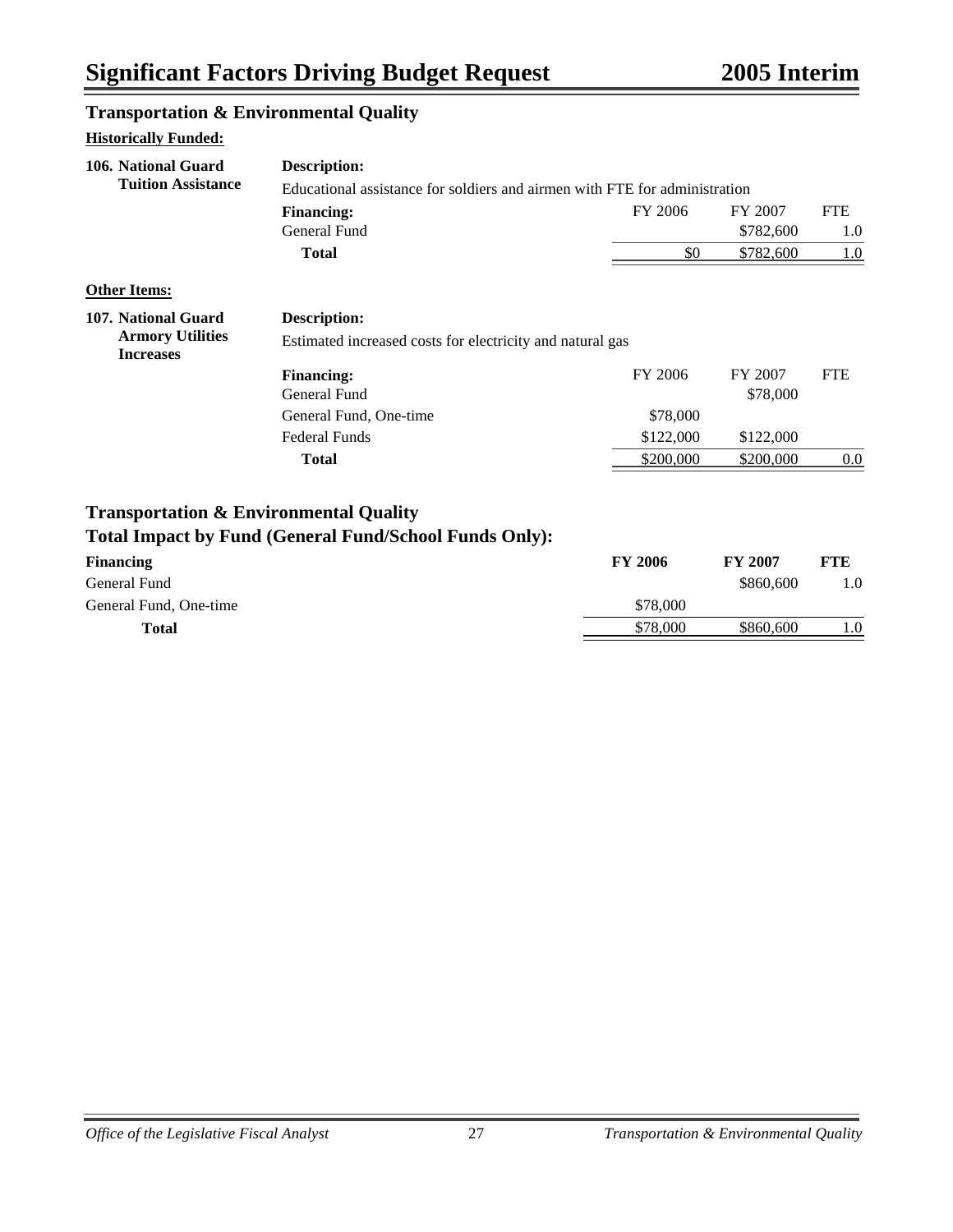# Significant Factors Driving Budget Request — 2005 Interim

## Transportation & Environmental Quality

**Historically Funded:**

**106. National Guard Tuition Assistance**

**Description:**
Educational assistance for soldiers and airmen with FTE for administration

| **Financing:** | FY 2006 | FY 2007 | FTE |
|---|---|---|---|
| General Fund | | $782,600 | 1.0 |
| **Total** | $0 | $782,600 | 1.0 |

**Other Items:**

**107. National Guard Armory Utilities Increases**

**Description:**
Estimated increased costs for electricity and natural gas

| **Financing:** | FY 2006 | FY 2007 | FTE |
|---|---|---|---|
| General Fund | | $78,000 | |
| General Fund, One-time | $78,000 | | |
| Federal Funds | $122,000 | $122,000 | |
| **Total** | $200,000 | $200,000 | 0.0 |

## Transportation & Environmental Quality
## Total Impact by Fund (General Fund/School Funds Only):

| **Financing** | **FY 2006** | **FY 2007** | **FTE** |
|---|---|---|---|
| General Fund | | $860,600 | 1.0 |
| General Fund, One-time | $78,000 | | |
| **Total** | $78,000 | $860,600 | 1.0 |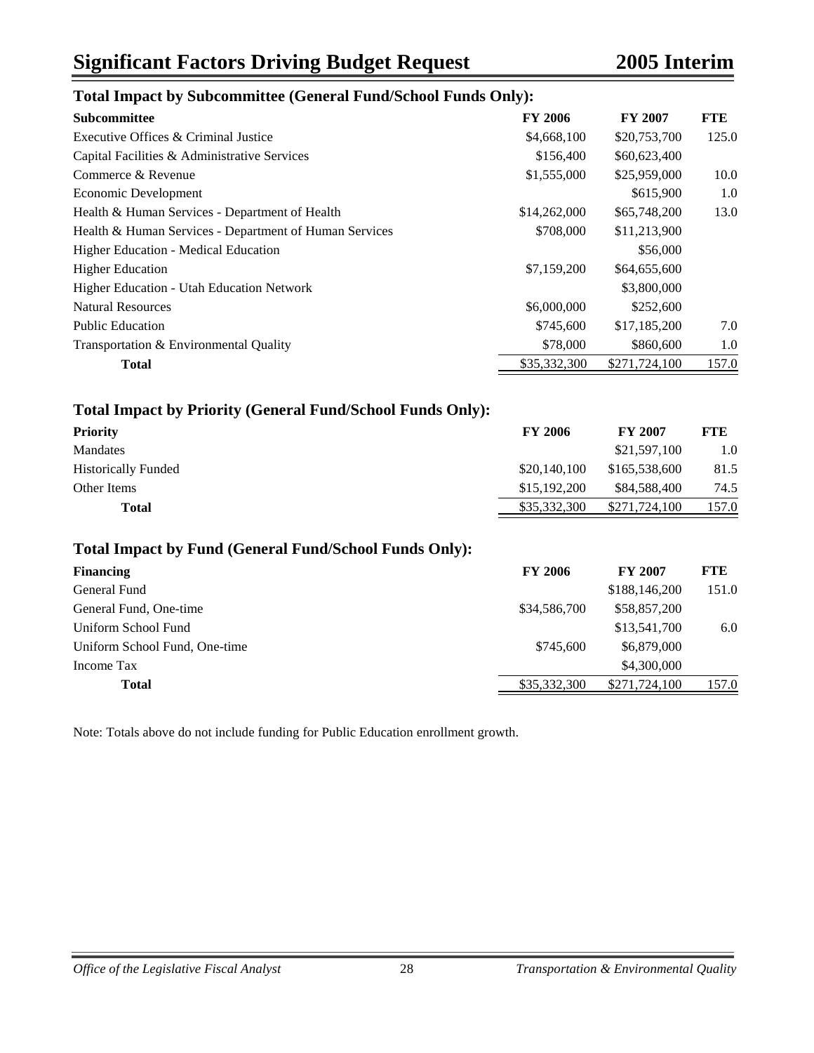# Significant Factors Driving Budget Request — 2005 Interim

## Total Impact by Subcommittee (General Fund/School Funds Only):

| Subcommittee | FY 2006 | FY 2007 | FTE |
|---|---|---|---|
| Executive Offices & Criminal Justice | $4,668,100 | $20,753,700 | 125.0 |
| Capital Facilities & Administrative Services | $156,400 | $60,623,400 | |
| Commerce & Revenue | $1,555,000 | $25,959,000 | 10.0 |
| Economic Development | | $615,900 | 1.0 |
| Health & Human Services - Department of Health | $14,262,000 | $65,748,200 | 13.0 |
| Health & Human Services - Department of Human Services | $708,000 | $11,213,900 | |
| Higher Education - Medical Education | | $56,000 | |
| Higher Education | $7,159,200 | $64,655,600 | |
| Higher Education - Utah Education Network | | $3,800,000 | |
| Natural Resources | $6,000,000 | $252,600 | |
| Public Education | $745,600 | $17,185,200 | 7.0 |
| Transportation & Environmental Quality | $78,000 | $860,600 | 1.0 |
| **Total** | $35,332,300 | $271,724,100 | 157.0 |

## Total Impact by Priority (General Fund/School Funds Only):

| Priority | FY 2006 | FY 2007 | FTE |
|---|---|---|---|
| Mandates | | $21,597,100 | 1.0 |
| Historically Funded | $20,140,100 | $165,538,600 | 81.5 |
| Other Items | $15,192,200 | $84,588,400 | 74.5 |
| **Total** | $35,332,300 | $271,724,100 | 157.0 |

## Total Impact by Fund (General Fund/School Funds Only):

| Financing | FY 2006 | FY 2007 | FTE |
|---|---|---|---|
| General Fund | | $188,146,200 | 151.0 |
| General Fund, One-time | $34,586,700 | $58,857,200 | |
| Uniform School Fund | | $13,541,700 | 6.0 |
| Uniform School Fund, One-time | $745,600 | $6,879,000 | |
| Income Tax | | $4,300,000 | |
| **Total** | $35,332,300 | $271,724,100 | 157.0 |

Note: Totals above do not include funding for Public Education enrollment growth.